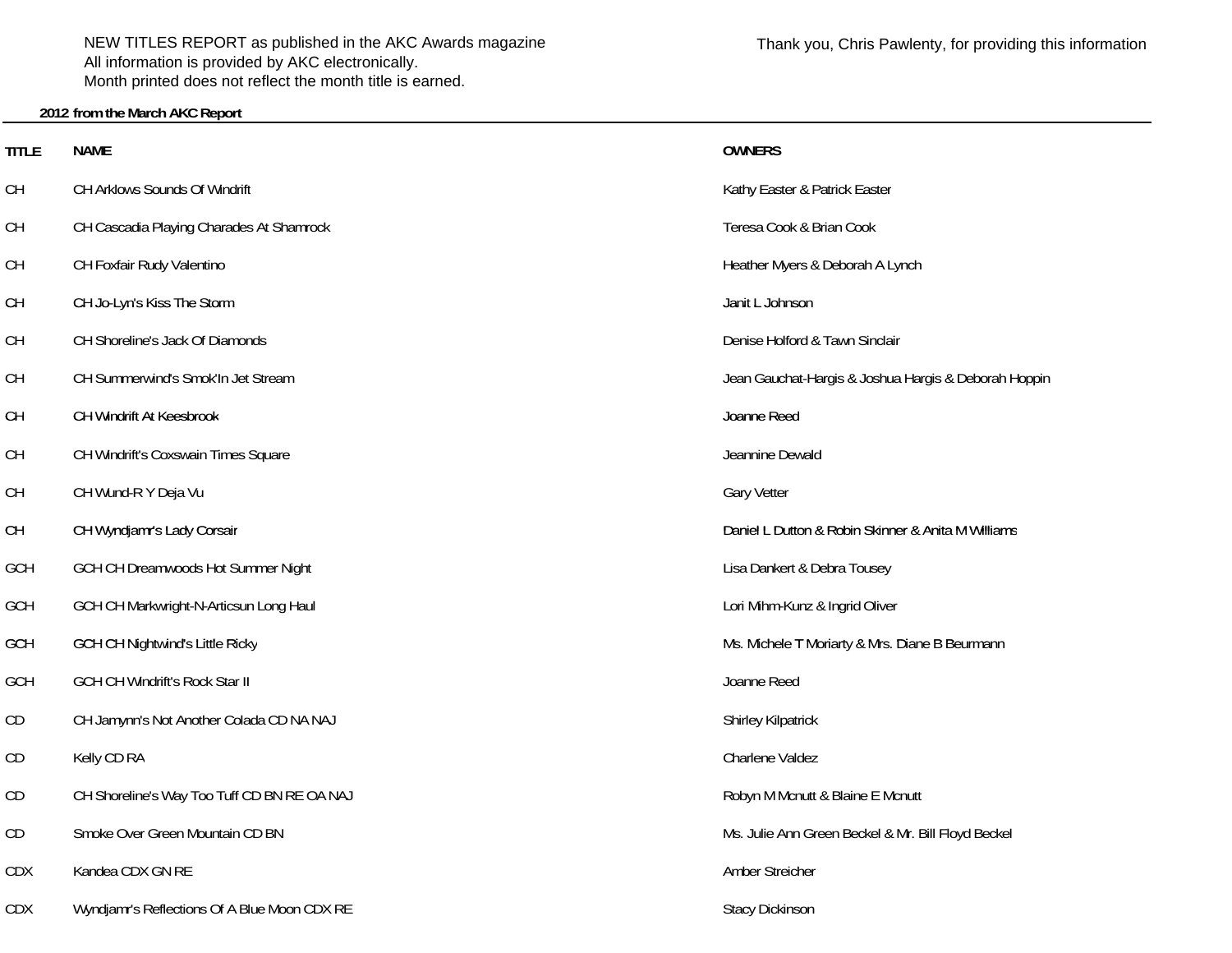NEW TITLES REPORT as published in the AKC Awards magazine
All information is provided by AKC electronically.
Month printed does not reflect the month title is earned.

Thank you, Chris Pawlenty, for providing this information

**2012 from the March AKC Report**

| TITLE | NAME | OWNERS |
|---|---|---|
| CH | CH Arklows Sounds Of Windrift | Kathy Easter & Patrick Easter |
| CH | CH Cascadia Playing Charades At Shamrock | Teresa Cook & Brian Cook |
| CH | CH Foxfair Rudy Valentino | Heather Myers & Deborah A Lynch |
| CH | CH Jo-Lyn's Kiss The Storm | Janit L Johnson |
| CH | CH Shoreline's Jack Of Diamonds | Denise Holford & Tawn Sinclair |
| CH | CH Summerwind's Smok'In Jet Stream | Jean Gauchat-Hargis & Joshua Hargis & Deborah Hoppin |
| CH | CH Windrift At Keesbrook | Joanne Reed |
| CH | CH Windrift's Coxswain Times Square | Jeannine Dewald |
| CH | CH Wund-R Y Deja Vu | Gary Vetter |
| CH | CH Wyndjamr's Lady Corsair | Daniel L Dutton & Robin Skinner & Anita M Williams |
| GCH | GCH CH Dreamwoods Hot Summer Night | Lisa Dankert & Debra Tousey |
| GCH | GCH CH Markwright-N-Articsun Long Haul | Lori Mihm-Kunz & Ingrid Oliver |
| GCH | GCH CH Nightwind's Little Ricky | Ms. Michele T Moriarty & Mrs. Diane B Beurmann |
| GCH | GCH CH Windrift's Rock Star II | Joanne Reed |
| CD | CH Jamynn's Not Another Colada CD NA NAJ | Shirley Kilpatrick |
| CD | Kelly CD RA | Charlene Valdez |
| CD | CH Shoreline's Way Too Tuff CD BN RE OA NAJ | Robyn M Mcnutt & Blaine E Mcnutt |
| CD | Smoke Over Green Mountain CD BN | Ms. Julie Ann Green Beckel & Mr. Bill Floyd Beckel |
| CDX | Kandea CDX GN RE | Amber Streicher |
| CDX | Wyndjamr's Reflections Of A Blue Moon CDX RE | Stacy Dickinson |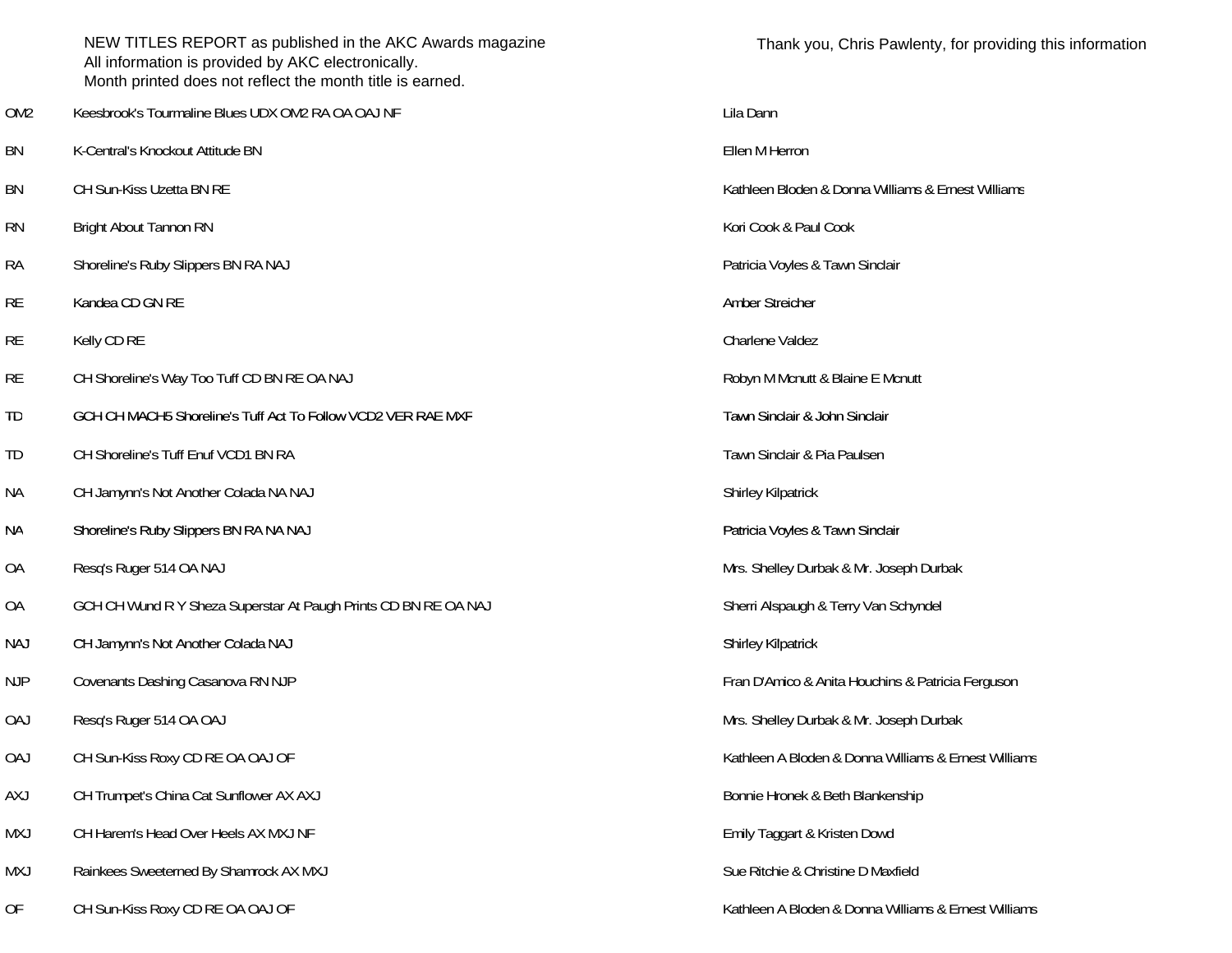NEW TITLES REPORT as published in the AKC Awards magazine
All information is provided by AKC electronically.
Month printed does not reflect the month title is earned.

Thank you, Chris Pawlenty, for providing this information

| | | |
|---|---|---|
| OM2 | Keesbrook's Tourmaline Blues UDX OM2 RA OA OAJ NF | Lila Dann |
| BN | K-Central's Knockout Attitude BN | Ellen M Herron |
| BN | CH Sun-Kiss Uzetta BN RE | Kathleen Bloden & Donna Williams & Ernest Williams |
| RN | Bright About Tannon RN | Kori Cook & Paul Cook |
| RA | Shoreline's Ruby Slippers BN RA NAJ | Patricia Voyles & Tawn Sinclair |
| RE | Kandea CD GN RE | Amber Streicher |
| RE | Kelly CD RE | Charlene Valdez |
| RE | CH Shoreline's Way Too Tuff CD BN RE OA NAJ | Robyn M Mcnutt & Blaine E Mcnutt |
| TD | GCH CH MACH5 Shoreline's Tuff Act To Follow VCD2 VER RAE MXF | Tawn Sinclair & John Sinclair |
| TD | CH Shoreline's Tuff Enuf VCD1 BN RA | Tawn Sinclair & Pia Paulsen |
| NA | CH Jamynn's Not Another Colada NA NAJ | Shirley Kilpatrick |
| NA | Shoreline's Ruby Slippers BN RA NA NAJ | Patricia Voyles & Tawn Sinclair |
| OA | Resq's Ruger 514 OA NAJ | Mrs. Shelley Durbak & Mr. Joseph Durbak |
| OA | GCH CH Wund R Y Sheza Superstar At Paugh Prints CD BN RE OA NAJ | Sherri Alspaugh & Terry Van Schyndel |
| NAJ | CH Jamynn's Not Another Colada NAJ | Shirley Kilpatrick |
| NJP | Covenants Dashing Casanova RN NJP | Fran D'Amico & Anita Houchins & Patricia Ferguson |
| OAJ | Resq's Ruger 514 OA OAJ | Mrs. Shelley Durbak & Mr. Joseph Durbak |
| OAJ | CH Sun-Kiss Roxy CD RE OA OAJ OF | Kathleen A Bloden & Donna Williams & Ernest Williams |
| AXJ | CH Trumpet's China Cat Sunflower AX AXJ | Bonnie Hronek & Beth Blankenship |
| MXJ | CH Harem's Head Over Heels AX MXJ NF | Emily Taggart & Kristen Dowd |
| MXJ | Rainkees Sweeterned By Shamrock AX MXJ | Sue Ritchie & Christine D Maxfield |
| OF | CH Sun-Kiss Roxy CD RE OA OAJ OF | Kathleen A Bloden & Donna Williams & Ernest Williams |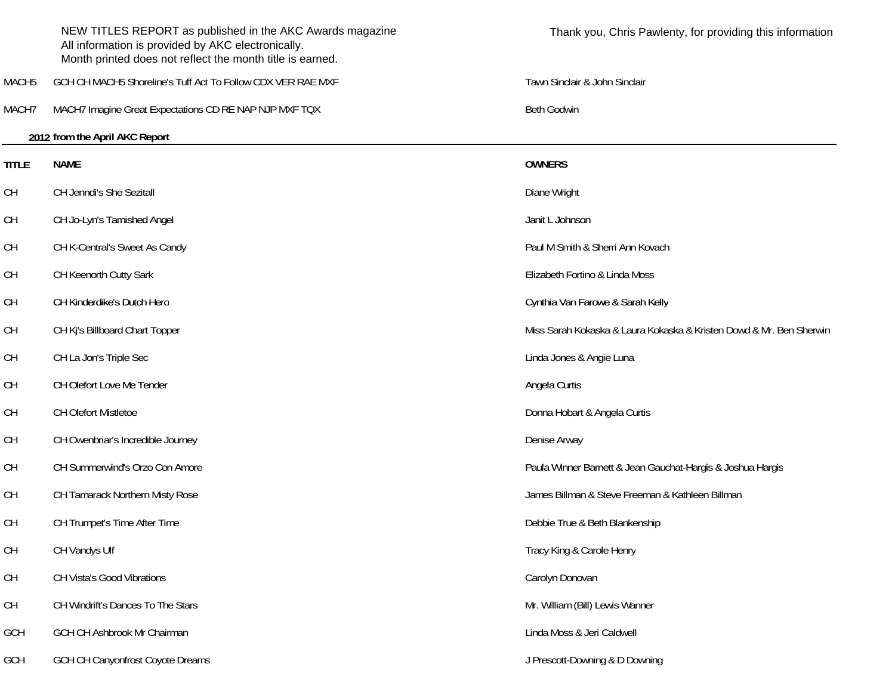NEW TITLES REPORT as published in the AKC Awards magazine
All information is provided by AKC electronically.
Month printed does not reflect the month title is earned.

Thank you, Chris Pawlenty, for providing this information

| | | |
|---|---|---|
| MACH5 | GCH CH MACH5 Shoreline's Tuff Act To Follow CDX VER RAE MXF | Tawn Sinclair & John Sinclair |
| MACH7 | MACH7 Imagine Great Expectations CD RE NAP NJP MXF TQX | Beth Godwin |

**2012 from the April AKC Report**

| TITLE | NAME | OWNERS |
|---|---|---|
| CH | CH Jenndi's She Sezitall | Diane Wright |
| CH | CH Jo-Lyn's Tarnished Angel | Janit L Johnson |
| CH | CH K-Central's Sweet As Candy | Paul M Smith & Sherri Ann Kovach |
| CH | CH Keenorth Cutty Sark | Elizabeth Fortino & Linda Moss |
| CH | CH Kinderdike's Dutch Hero | Cynthia Van Farowe & Sarah Kelly |
| CH | CH Kj's Billboard Chart Topper | Miss Sarah Kokaska & Laura Kokaska & Kristen Dowd & Mr. Ben Sherwin |
| CH | CH La Jon's Triple Sec | Linda Jones & Angie Luna |
| CH | CH Olefort Love Me Tender | Angela Curtis |
| CH | CH Olefort Mistletoe | Donna Hobart & Angela Curtis |
| CH | CH Owenbriar's Incredible Journey | Denise Arway |
| CH | CH Summerwind's Orzo Con Amore | Paula Winner Barnett & Jean Gauchat-Hargis & Joshua Hargis |
| CH | CH Tamarack Northern Misty Rose | James Billman & Steve Freeman & Kathleen Billman |
| CH | CH Trumpet's Time After Time | Debbie True & Beth Blankenship |
| CH | CH Vandys Ulf | Tracy King & Carole Henry |
| CH | CH Vista's Good Vibrations | Carolyn Donovan |
| CH | CH Windrift's Dances To The Stars | Mr. William (Bill) Lewis Wanner |
| GCH | GCH CH Ashbrook Mr Chairman | Linda Moss & Jeri Caldwell |
| GCH | GCH CH Canyonfrost Coyote Dreams | J Prescott-Downing & D Downing |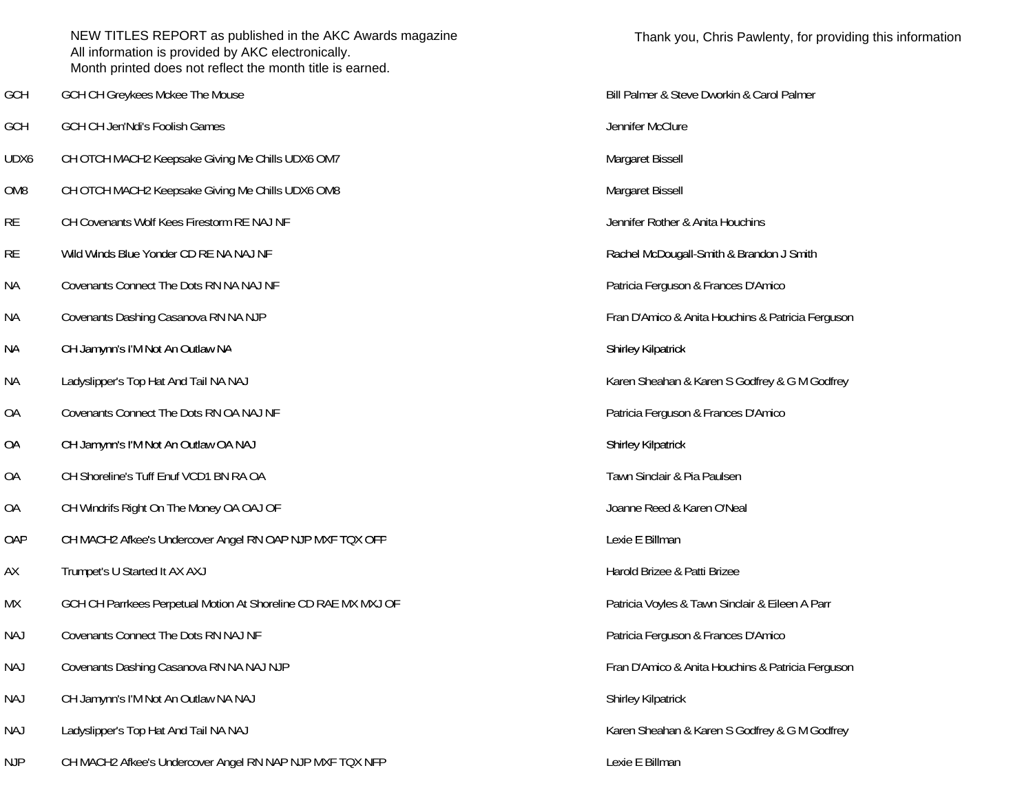NEW TITLES REPORT as published in the AKC Awards magazine
All information is provided by AKC electronically.
Month printed does not reflect the month title is earned.

Thank you, Chris Pawlenty, for providing this information

| Title | Dog | Owner(s) |
|---|---|---|
| GCH | GCH CH Greykees Mckee The Mouse | Bill Palmer & Steve Dworkin & Carol Palmer |
| GCH | GCH CH Jen'Ndi's Foolish Games | Jennifer McClure |
| UDX6 | CH OTCH MACH2 Keepsake Giving Me Chills UDX6 OM7 | Margaret Bissell |
| OM8 | CH OTCH MACH2 Keepsake Giving Me Chills UDX6 OM8 | Margaret Bissell |
| RE | CH Covenants Wolf Kees Firestorm RE NAJ NF | Jennifer Rother & Anita Houchins |
| RE | Wild Winds Blue Yonder CD RE NA NAJ NF | Rachel McDougall-Smith & Brandon J Smith |
| NA | Covenants Connect The Dots RN NA NAJ NF | Patricia Ferguson & Frances D'Amico |
| NA | Covenants Dashing Casanova RN NA NJP | Fran D'Amico & Anita Houchins & Patricia Ferguson |
| NA | CH Jamynn's I'M Not An Outlaw NA | Shirley Kilpatrick |
| NA | Ladyslipper's Top Hat And Tail NA NAJ | Karen Sheahan & Karen S Godfrey & G M Godfrey |
| OA | Covenants Connect The Dots RN OA NAJ NF | Patricia Ferguson & Frances D'Amico |
| OA | CH Jamynn's I'M Not An Outlaw OA NAJ | Shirley Kilpatrick |
| OA | CH Shoreline's Tuff Enuf VCD1 BN RA OA | Tawn Sinclair & Pia Paulsen |
| OA | CH Windrifs Right On The Money OA OAJ OF | Joanne Reed & Karen O'Neal |
| OAP | CH MACH2 Afkee's Undercover Angel RN OAP NJP MXF TQX OFP | Lexie E Billman |
| AX | Trumpet's U Started It AX AXJ | Harold Brizee & Patti Brizee |
| MX | GCH CH Parrkees Perpetual Motion At Shoreline CD RAE MX MXJ OF | Patricia Voyles & Tawn Sinclair & Eileen A Parr |
| NAJ | Covenants Connect The Dots RN NAJ NF | Patricia Ferguson & Frances D'Amico |
| NAJ | Covenants Dashing Casanova RN NA NAJ NJP | Fran D'Amico & Anita Houchins & Patricia Ferguson |
| NAJ | CH Jamynn's I'M Not An Outlaw NA NAJ | Shirley Kilpatrick |
| NAJ | Ladyslipper's Top Hat And Tail NA NAJ | Karen Sheahan & Karen S Godfrey & G M Godfrey |
| NJP | CH MACH2 Afkee's Undercover Angel RN NAP NJP MXF TQX NFP | Lexie E Billman |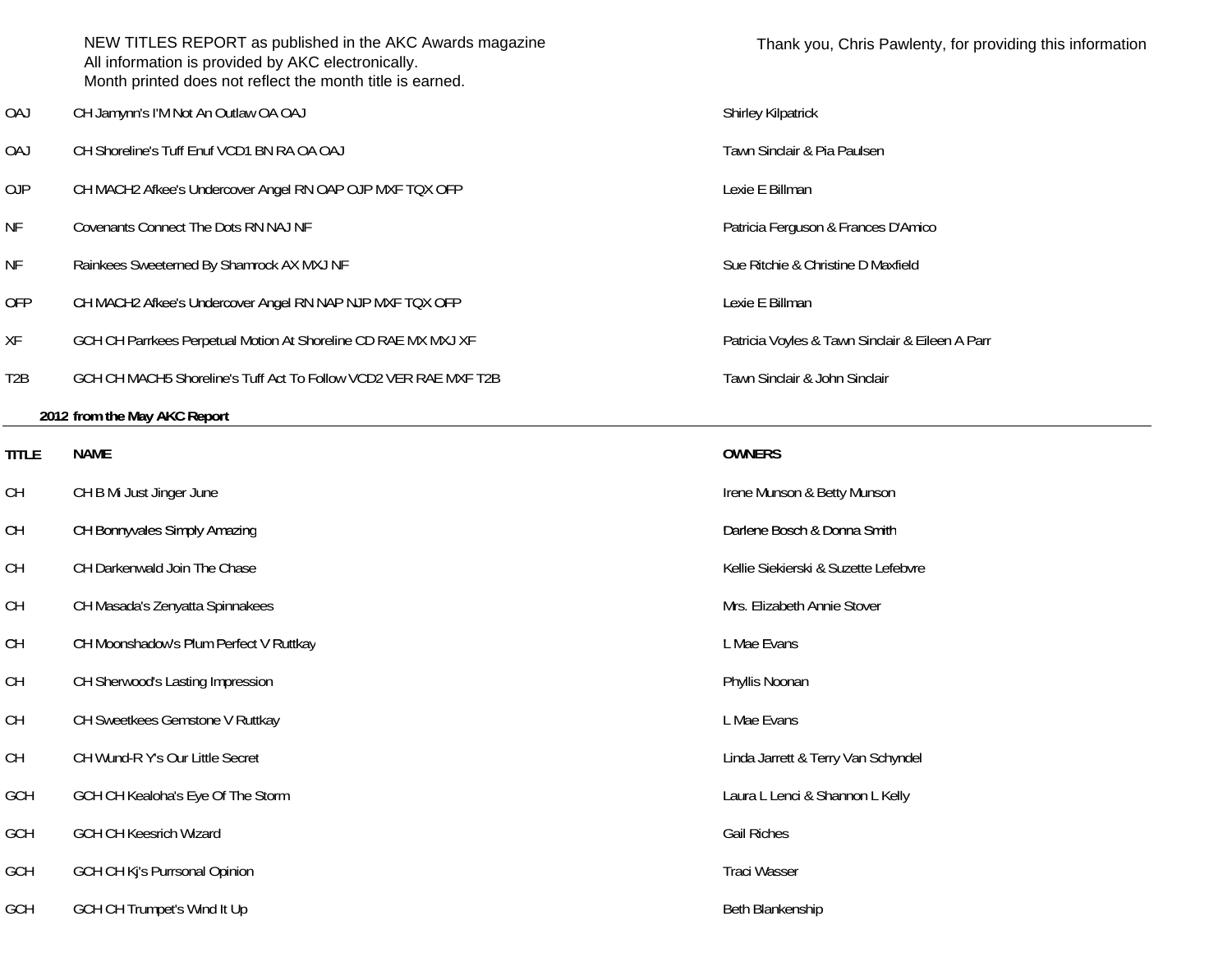NEW TITLES REPORT as published in the AKC Awards magazine
All information is provided by AKC electronically.
Month printed does not reflect the month title is earned.

Thank you, Chris Pawlenty, for providing this information

| | | |
|---|---|---|
| OAJ | CH Jamynn's I'M Not An Outlaw OA OAJ | Shirley Kilpatrick |
| OAJ | CH Shoreline's Tuff Enuf VCD1 BN RA OA OAJ | Tawn Sinclair & Pia Paulsen |
| OJP | CH MACH2 Afkee's Undercover Angel RN OAP OJP MXF TQX OFP | Lexie E Billman |
| NF | Covenants Connect The Dots RN NAJ NF | Patricia Ferguson & Frances D'Amico |
| NF | Rainkees Sweeterned By Shamrock AX MXJ NF | Sue Ritchie & Christine D Maxfield |
| OFP | CH MACH2 Afkee's Undercover Angel RN NAP NJP MXF TQX OFP | Lexie E Billman |
| XF | GCH CH Parrkees Perpetual Motion At Shoreline CD RAE MX MXJ XF | Patricia Voyles & Tawn Sinclair & Eileen A Parr |
| T2B | GCH CH MACH5 Shoreline's Tuff Act To Follow VCD2 VER RAE MXF T2B | Tawn Sinclair & John Sinclair |

**2012 from the May AKC Report**

| TITLE | NAME | OWNERS |
|---|---|---|
| CH | CH B Mi Just Jinger June | Irene Munson & Betty Munson |
| CH | CH Bonnyvales Simply Amazing | Darlene Bosch & Donna Smith |
| CH | CH Darkenwald Join The Chase | Kellie Siekierski & Suzette Lefebvre |
| CH | CH Masada's Zenyatta Spinnakees | Mrs. Elizabeth Annie Stover |
| CH | CH Moonshadow's Plum Perfect V Ruttkay | L Mae Evans |
| CH | CH Sherwood's Lasting Impression | Phyllis Noonan |
| CH | CH Sweetkees Gemstone V Ruttkay | L Mae Evans |
| CH | CH Wund-R Y's Our Little Secret | Linda Jarrett & Terry Van Schyndel |
| GCH | GCH CH Kealoha's Eye Of The Storm | Laura L Lenci & Shannon L Kelly |
| GCH | GCH CH Keesrich Wizard | Gail Riches |
| GCH | GCH CH Kj's Purrsonal Opinion | Traci Wasser |
| GCH | GCH CH Trumpet's Wind It Up | Beth Blankenship |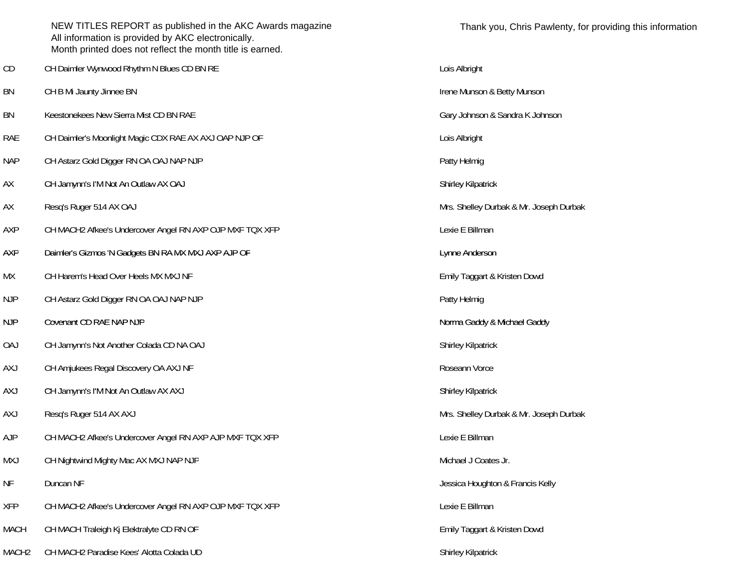NEW TITLES REPORT as published in the AKC Awards magazine
All information is provided by AKC electronically.
Month printed does not reflect the month title is earned.

Thank you, Chris Pawlenty, for providing this information

| | | |
|---|---|---|
| CD | CH Daimler Wynwood Rhythm N Blues CD BN RE | Lois Albright |
| BN | CH B Mi Jaunty Jinnee BN | Irene Munson & Betty Munson |
| BN | Keestonekees New Sierra Mist CD BN RAE | Gary Johnson & Sandra K Johnson |
| RAE | CH Daimler's Moonlight Magic CDX RAE AX AXJ OAP NJP OF | Lois Albright |
| NAP | CH Astarz Gold Digger RN OA OAJ NAP NJP | Patty Helmig |
| AX | CH Jamynn's I'M Not An Outlaw AX OAJ | Shirley Kilpatrick |
| AX | Resq's Ruger 514 AX OAJ | Mrs. Shelley Durbak & Mr. Joseph Durbak |
| AXP | CH MACH2 Afkee's Undercover Angel RN AXP OJP MXF TQX XFP | Lexie E Billman |
| AXP | Daimler's Gizmos 'N Gadgets BN RA MX MXJ AXP AJP OF | Lynne Anderson |
| MX | CH Harem's Head Over Heels MX MXJ NF | Emily Taggart & Kristen Dowd |
| NJP | CH Astarz Gold Digger RN OA OAJ NAP NJP | Patty Helmig |
| NJP | Covenant CD RAE NAP NJP | Norma Gaddy & Michael Gaddy |
| OAJ | CH Jamynn's Not Another Colada CD NA OAJ | Shirley Kilpatrick |
| AXJ | CH Amjukees Regal Discovery OA AXJ NF | Roseann Vorce |
| AXJ | CH Jamynn's I'M Not An Outlaw AX AXJ | Shirley Kilpatrick |
| AXJ | Resq's Ruger 514 AX AXJ | Mrs. Shelley Durbak & Mr. Joseph Durbak |
| AJP | CH MACH2 Afkee's Undercover Angel RN AXP AJP MXF TQX XFP | Lexie E Billman |
| MXJ | CH Nightwind Mighty Mac AX MXJ NAP NJP | Michael J Coates Jr. |
| NF | Duncan NF | Jessica Houghton & Francis Kelly |
| XFP | CH MACH2 Afkee's Undercover Angel RN AXP OJP MXF TQX XFP | Lexie E Billman |
| MACH | CH MACH Traleigh Kj Elektralyte CD RN OF | Emily Taggart & Kristen Dowd |
| MACH2 | CH MACH2 Paradise Kees' Alotta Colada UD | Shirley Kilpatrick |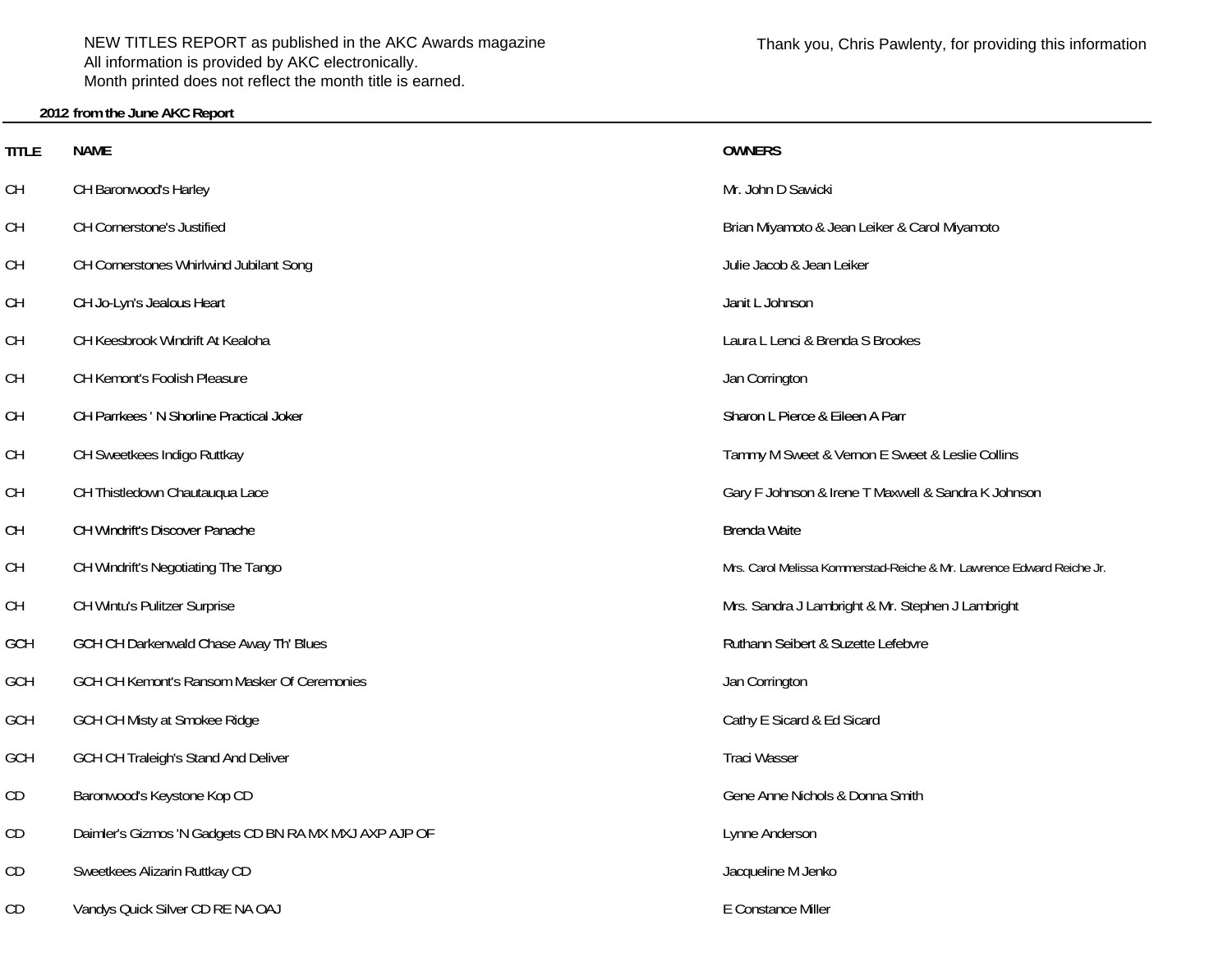NEW TITLES REPORT as published in the AKC Awards magazine
All information is provided by AKC electronically.
Month printed does not reflect the month title is earned.

Thank you, Chris Pawlenty, for providing this information

**2012 from the June AKC Report**

| TITLE | NAME | OWNERS |
|---|---|---|
| CH | CH Baronwood's Harley | Mr. John D Sawicki |
| CH | CH Cornerstone's Justified | Brian Miyamoto & Jean Leiker & Carol Miyamoto |
| CH | CH Cornerstones Whirlwind Jubilant Song | Julie Jacob & Jean Leiker |
| CH | CH Jo-Lyn's Jealous Heart | Janit L Johnson |
| CH | CH Keesbrook Windrift At Kealoha | Laura L Lenci & Brenda S Brookes |
| CH | CH Kemont's Foolish Pleasure | Jan Corrington |
| CH | CH Parrkees ' N Shorline Practical Joker | Sharon L Pierce & Eileen A Parr |
| CH | CH Sweetkees Indigo Ruttkay | Tammy M Sweet & Vernon E Sweet & Leslie Collins |
| CH | CH Thistledown Chautauqua Lace | Gary F Johnson & Irene T Maxwell & Sandra K Johnson |
| CH | CH Windrift's Discover Panache | Brenda Waite |
| CH | CH Windrift's Negotiating The Tango | Mrs. Carol Melissa Kommerstad-Reiche & Mr. Lawrence Edward Reiche Jr. |
| CH | CH Wintu's Pulitzer Surprise | Mrs. Sandra J Lambright & Mr. Stephen J Lambright |
| GCH | GCH CH Darkenwald Chase Away Th' Blues | Ruthann Seibert & Suzette Lefebvre |
| GCH | GCH CH Kemont's Ransom Masker Of Ceremonies | Jan Corrington |
| GCH | GCH CH Misty at Smokee Ridge | Cathy E Sicard & Ed Sicard |
| GCH | GCH CH Traleigh's Stand And Deliver | Traci Wasser |
| CD | Baronwood's Keystone Kop CD | Gene Anne Nichols & Donna Smith |
| CD | Daimler's Gizmos 'N Gadgets CD BN RA MX MXJ AXP AJP OF | Lynne Anderson |
| CD | Sweetkees Alizarin Ruttkay CD | Jacqueline M Jenko |
| CD | Vandys Quick Silver CD RE NA OAJ | E Constance Miller |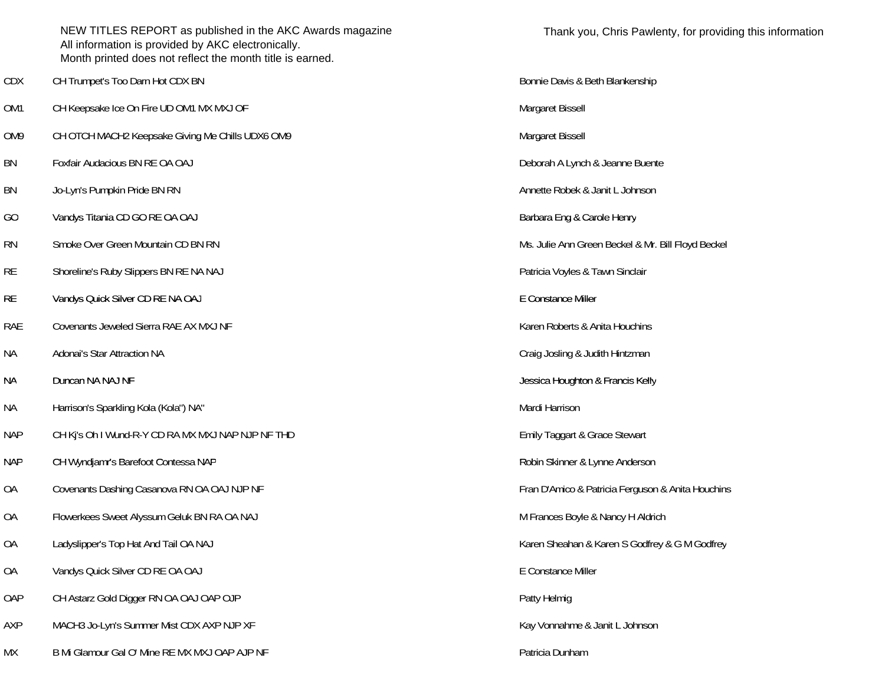NEW TITLES REPORT as published in the AKC Awards magazine
All information is provided by AKC electronically.
Month printed does not reflect the month title is earned.

Thank you, Chris Pawlenty, for providing this information

| | | |
|---|---|---|
| CDX | CH Trumpet's Too Darn Hot CDX BN | Bonnie Davis & Beth Blankenship |
| OM1 | CH Keepsake Ice On Fire UD OM1 MX MXJ OF | Margaret Bissell |
| OM9 | CH OTCH MACH2 Keepsake Giving Me Chills UDX6 OM9 | Margaret Bissell |
| BN | Foxfair Audacious BN RE OA OAJ | Deborah A Lynch & Jeanne Buente |
| BN | Jo-Lyn's Pumpkin Pride BN RN | Annette Robek & Janit L Johnson |
| GO | Vandys Titania CD GO RE OA OAJ | Barbara Eng & Carole Henry |
| RN | Smoke Over Green Mountain CD BN RN | Ms. Julie Ann Green Beckel & Mr. Bill Floyd Beckel |
| RE | Shoreline's Ruby Slippers BN RE NA NAJ | Patricia Voyles & Tawn Sinclair |
| RE | Vandys Quick Silver CD RE NA OAJ | E Constance Miller |
| RAE | Covenants Jeweled Sierra RAE AX MXJ NF | Karen Roberts & Anita Houchins |
| NA | Adonai's Star Attraction NA | Craig Josling & Judith Hintzman |
| NA | Duncan NA NAJ NF | Jessica Houghton & Francis Kelly |
| NA | Harrison's Sparkling Kola (Kola") NA" | Mardi Harrison |
| NAP | CH Kj's Oh I Wund-R-Y CD RA MX MXJ NAP NJP NF THD | Emily Taggart & Grace Stewart |
| NAP | CH Wyndjamr's Barefoot Contessa NAP | Robin Skinner & Lynne Anderson |
| OA | Covenants Dashing Casanova RN OA OAJ NJP NF | Fran D'Amico & Patricia Ferguson & Anita Houchins |
| OA | Flowerkees Sweet Alyssum Geluk BN RA OA NAJ | M Frances Boyle & Nancy H Aldrich |
| OA | Ladyslipper's Top Hat And Tail OA NAJ | Karen Sheahan & Karen S Godfrey & G M Godfrey |
| OA | Vandys Quick Silver CD RE OA OAJ | E Constance Miller |
| OAP | CH Astarz Gold Digger RN OA OAJ OAP OJP | Patty Helmig |
| AXP | MACH3 Jo-Lyn's Summer Mist CDX AXP NJP XF | Kay Vonnahme & Janit L Johnson |
| MX | B Mi Glamour Gal O' Mine RE MX MXJ OAP AJP NF | Patricia Dunham |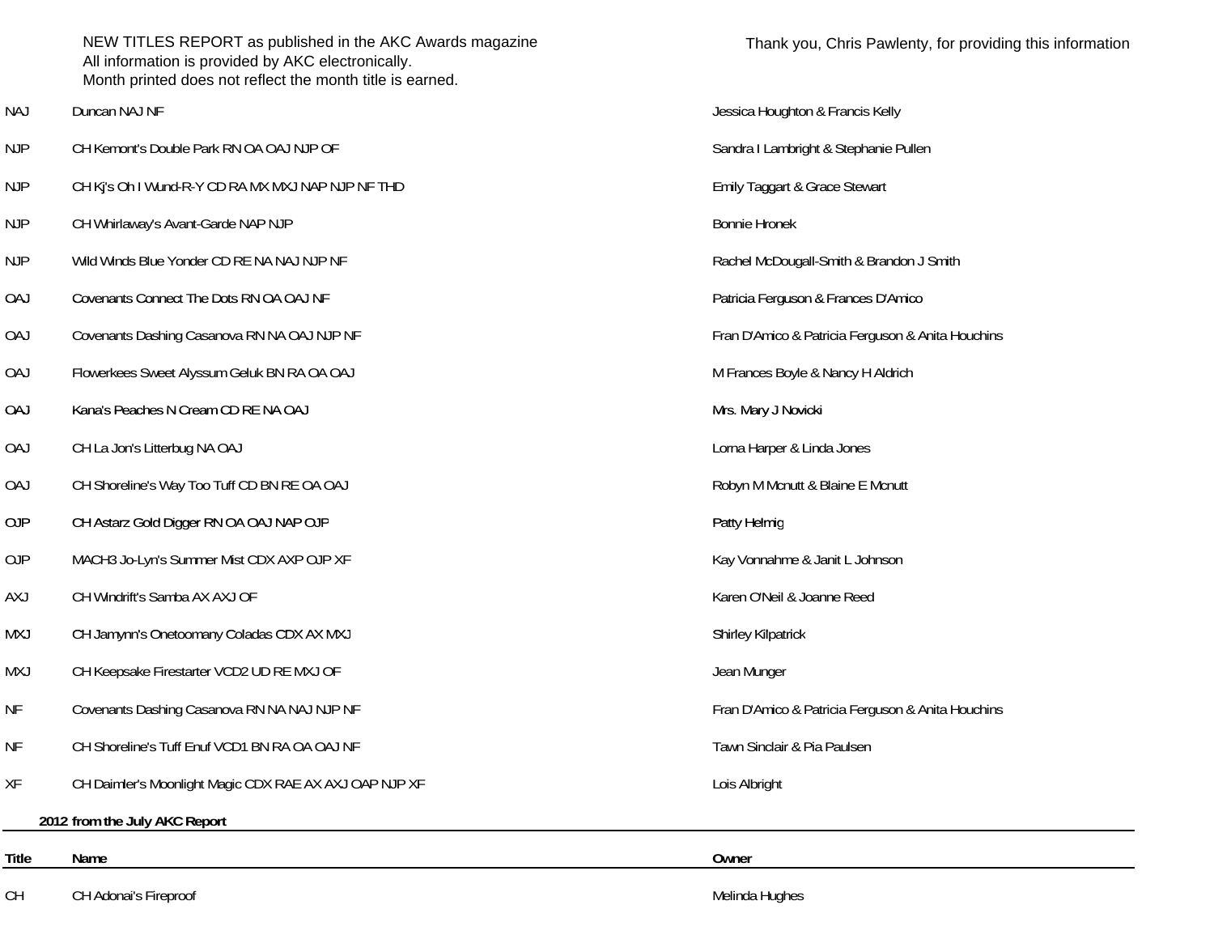NEW TITLES REPORT as published in the AKC Awards magazine
All information is provided by AKC electronically.
Month printed does not reflect the month title is earned.

Thank you, Chris Pawlenty, for providing this information

| | | |
|---|---|---|
| NAJ | Duncan NAJ NF | Jessica Houghton & Francis Kelly |
| NJP | CH Kemont's Double Park RN OA OAJ NJP OF | Sandra I Lambright & Stephanie Pullen |
| NJP | CH Kj's Oh I Wund-R-Y CD RA MX MXJ NAP NJP NF THD | Emily Taggart & Grace Stewart |
| NJP | CH Whirlaway's Avant-Garde NAP NJP | Bonnie Hronek |
| NJP | Wild Winds Blue Yonder CD RE NA NAJ NJP NF | Rachel McDougall-Smith & Brandon J Smith |
| OAJ | Covenants Connect The Dots RN OA OAJ NF | Patricia Ferguson & Frances D'Amico |
| OAJ | Covenants Dashing Casanova RN NA OAJ NJP NF | Fran D'Amico & Patricia Ferguson & Anita Houchins |
| OAJ | Flowerkees Sweet Alyssum Geluk BN RA OA OAJ | M Frances Boyle & Nancy H Aldrich |
| OAJ | Kana's Peaches N Cream CD RE NA OAJ | Mrs. Mary J Novicki |
| OAJ | CH La Jon's Litterbug NA OAJ | Lorna Harper & Linda Jones |
| OAJ | CH Shoreline's Way Too Tuff CD BN RE OA OAJ | Robyn M Mcnutt & Blaine E Mcnutt |
| OJP | CH Astarz Gold Digger RN OA OAJ NAP OJP | Patty Helmig |
| OJP | MACH3 Jo-Lyn's Summer Mist CDX AXP OJP XF | Kay Vonnahme & Janit L Johnson |
| AXJ | CH Windrift's Samba AX AXJ OF | Karen O'Neil & Joanne Reed |
| MXJ | CH Jamynn's Onetoomany Coladas CDX AX MXJ | Shirley Kilpatrick |
| MXJ | CH Keepsake Firestarter VCD2 UD RE MXJ OF | Jean Munger |
| NF | Covenants Dashing Casanova RN NA NAJ NJP NF | Fran D'Amico & Patricia Ferguson & Anita Houchins |
| NF | CH Shoreline's Tuff Enuf VCD1 BN RA OA OAJ NF | Tawn Sinclair & Pia Paulsen |
| XF | CH Daimler's Moonlight Magic CDX RAE AX AXJ OAP NJP XF | Lois Albright |

**2012 from the July AKC Report**

| Title | Name | Owner |
|---|---|---|
| CH | CH Adonai's Fireproof | Melinda Hughes |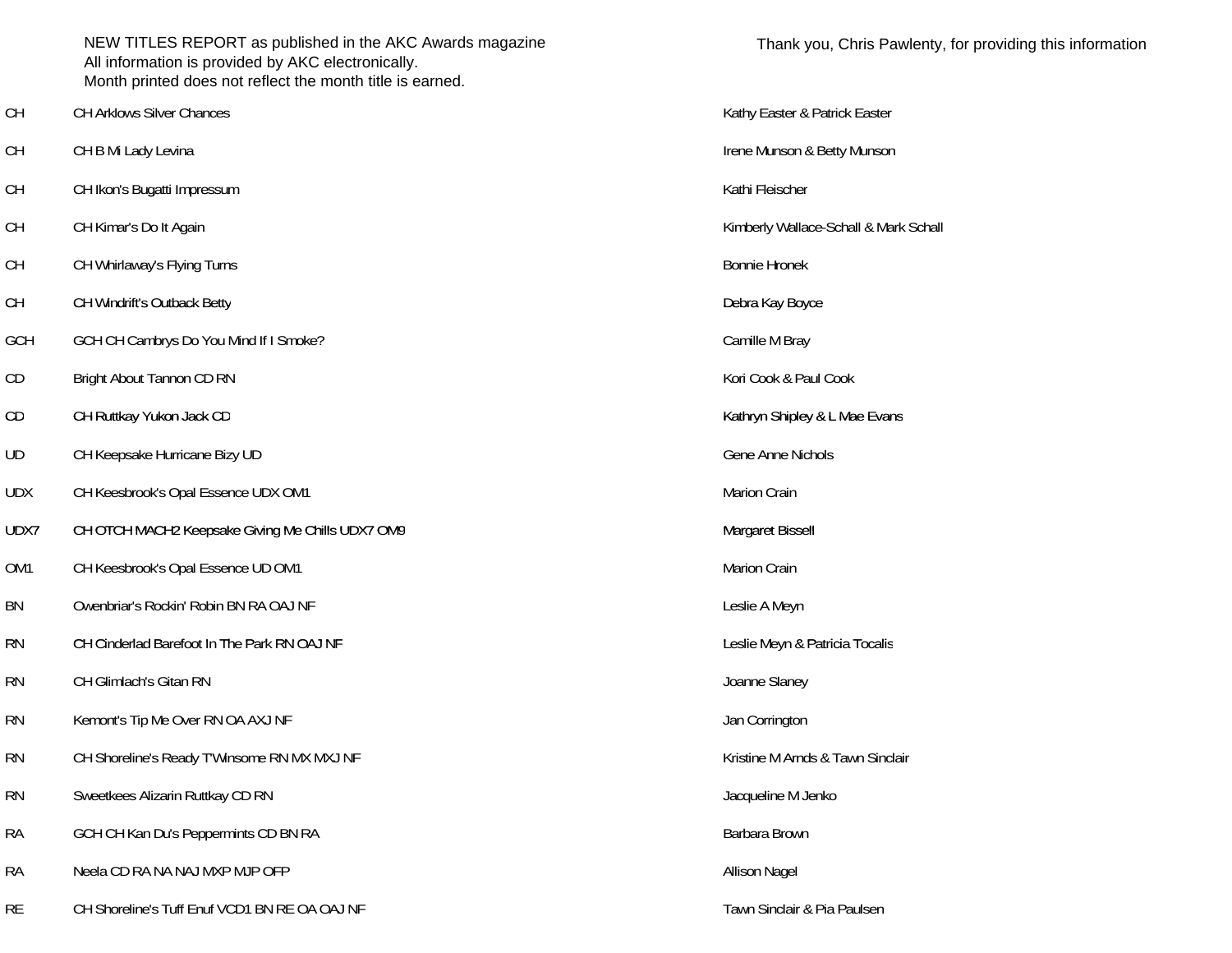NEW TITLES REPORT as published in the AKC Awards magazine
All information is provided by AKC electronically.
Month printed does not reflect the month title is earned.

Thank you, Chris Pawlenty, for providing this information

| Title | Dog | Owner(s) |
|---|---|---|
| CH | CH Arklows Silver Chances | Kathy Easter & Patrick Easter |
| CH | CH B Mi Lady Levina | Irene Munson & Betty Munson |
| CH | CH Ikon's Bugatti Impressum | Kathi Fleischer |
| CH | CH Kimar's Do It Again | Kimberly Wallace-Schall & Mark Schall |
| CH | CH Whirlaway's Flying Turns | Bonnie Hronek |
| CH | CH Windrift's Outback Betty | Debra Kay Boyce |
| GCH | GCH CH Cambrys Do You Mind If I Smoke? | Camille M Bray |
| CD | Bright About Tannon CD RN | Kori Cook & Paul Cook |
| CD | CH Ruttkay Yukon Jack CD | Kathryn Shipley & L Mae Evans |
| UD | CH Keepsake Hurricane Bizy UD | Gene Anne Nichols |
| UDX | CH Keesbrook's Opal Essence UDX OM1 | Marion Crain |
| UDX7 | CH OTCH MACH2 Keepsake Giving Me Chills UDX7 OM9 | Margaret Bissell |
| OM1 | CH Keesbrook's Opal Essence UD OM1 | Marion Crain |
| BN | Owenbriar's Rockin' Robin BN RA OAJ NF | Leslie A Meyn |
| RN | CH Cinderlad Barefoot In The Park RN OAJ NF | Leslie Meyn & Patricia Tocalis |
| RN | CH Glimlach's Gitan RN | Joanne Slaney |
| RN | Kemont's Tip Me Over RN OA AXJ NF | Jan Corrington |
| RN | CH Shoreline's Ready T'Winsome RN MX MXJ NF | Kristine M Arnds & Tawn Sinclair |
| RN | Sweetkees Alizarin Ruttkay CD RN | Jacqueline M Jenko |
| RA | GCH CH Kan Du's Peppermints CD BN RA | Barbara Brown |
| RA | Neela CD RA NA NAJ MXP MJP OFP | Allison Nagel |
| RE | CH Shoreline's Tuff Enuf VCD1 BN RE OA OAJ NF | Tawn Sinclair & Pia Paulsen |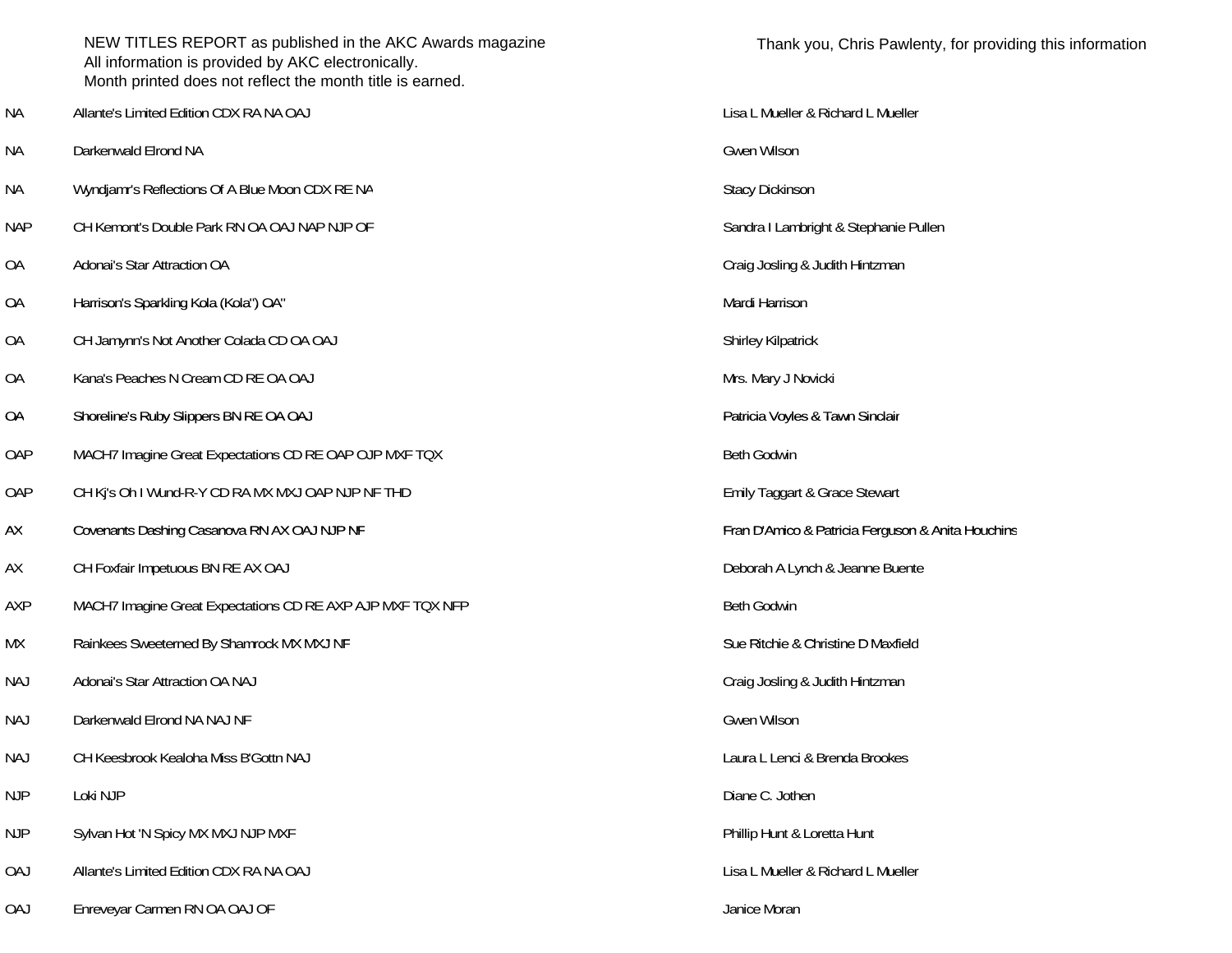NEW TITLES REPORT as published in the AKC Awards magazine
All information is provided by AKC electronically.
Month printed does not reflect the month title is earned.

Thank you, Chris Pawlenty, for providing this information

| | | |
|---|---|---|
| NA | Allante's Limited Edition CDX RA NA OAJ | Lisa L Mueller & Richard L Mueller |
| NA | Darkenwald Elrond NA | Gwen Wilson |
| NA | Wyndjamr's Reflections Of A Blue Moon CDX RE NA | Stacy Dickinson |
| NAP | CH Kemont's Double Park RN OA OAJ NAP NJP OF | Sandra I Lambright & Stephanie Pullen |
| OA | Adonai's Star Attraction OA | Craig Josling & Judith Hintzman |
| OA | Harrison's Sparkling Kola (Kola") OA" | Mardi Harrison |
| OA | CH Jamynn's Not Another Colada CD OA OAJ | Shirley Kilpatrick |
| OA | Kana's Peaches N Cream CD RE OA OAJ | Mrs. Mary J Novicki |
| OA | Shoreline's Ruby Slippers BN RE OA OAJ | Patricia Voyles & Tawn Sinclair |
| OAP | MACH7 Imagine Great Expectations CD RE OAP OJP MXF TQX | Beth Godwin |
| OAP | CH Kj's Oh I Wund-R-Y CD RA MX MXJ OAP NJP NF THD | Emily Taggart & Grace Stewart |
| AX | Covenants Dashing Casanova RN AX OAJ NJP NF | Fran D'Amico & Patricia Ferguson & Anita Houchins |
| AX | CH Foxfair Impetuous BN RE AX OAJ | Deborah A Lynch & Jeanne Buente |
| AXP | MACH7 Imagine Great Expectations CD RE AXP AJP MXF TQX NFP | Beth Godwin |
| MX | Rainkees Sweeterned By Shamrock MX MXJ NF | Sue Ritchie & Christine D Maxfield |
| NAJ | Adonai's Star Attraction OA NAJ | Craig Josling & Judith Hintzman |
| NAJ | Darkenwald Elrond NA NAJ NF | Gwen Wilson |
| NAJ | CH Keesbrook Kealoha Miss B'Gottn NAJ | Laura L Lenci & Brenda Brookes |
| NJP | Loki NJP | Diane C. Jothen |
| NJP | Sylvan Hot 'N Spicy MX MXJ NJP MXF | Phillip Hunt & Loretta Hunt |
| OAJ | Allante's Limited Edition CDX RA NA OAJ | Lisa L Mueller & Richard L Mueller |
| OAJ | Enreveyar Carmen RN OA OAJ OF | Janice Moran |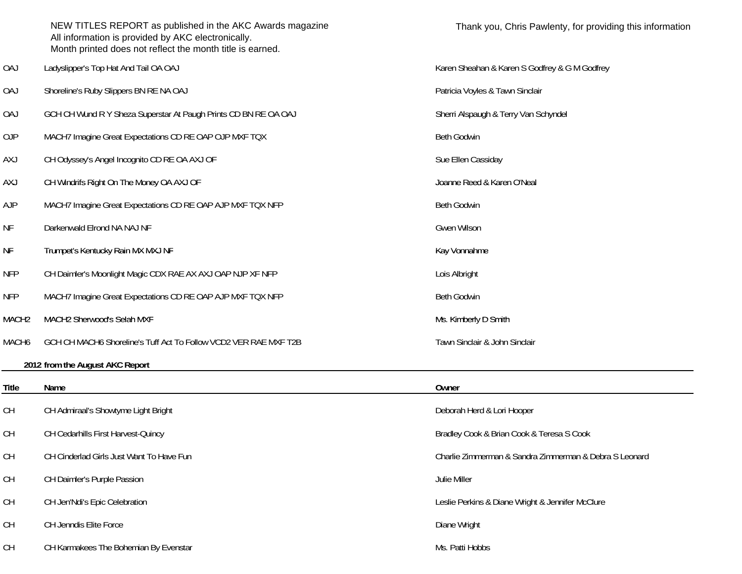NEW TITLES REPORT as published in the AKC Awards magazine
All information is provided by AKC electronically.
Month printed does not reflect the month title is earned.

Thank you, Chris Pawlenty, for providing this information

| | | |
|---|---|---|
| OAJ | Ladyslipper's Top Hat And Tail OA OAJ | Karen Sheahan & Karen S Godfrey & G M Godfrey |
| OAJ | Shoreline's Ruby Slippers BN RE NA OAJ | Patricia Voyles & Tawn Sinclair |
| OAJ | GCH CH Wund R Y Sheza Superstar At Paugh Prints CD BN RE OA OAJ | Sherri Alspaugh & Terry Van Schyndel |
| OJP | MACH7 Imagine Great Expectations CD RE OAP OJP MXF TQX | Beth Godwin |
| AXJ | CH Odyssey's Angel Incognito CD RE OA AXJ OF | Sue Ellen Cassiday |
| AXJ | CH Windrifs Right On The Money OA AXJ OF | Joanne Reed & Karen O'Neal |
| AJP | MACH7 Imagine Great Expectations CD RE OAP AJP MXF TQX NFP | Beth Godwin |
| NF | Darkenwald Elrond NA NAJ NF | Gwen Wilson |
| NF | Trumpet's Kentucky Rain MX MXJ NF | Kay Vonnahme |
| NFP | CH Daimler's Moonlight Magic CDX RAE AX AXJ OAP NJP XF NFP | Lois Albright |
| NFP | MACH7 Imagine Great Expectations CD RE OAP AJP MXF TQX NFP | Beth Godwin |
| MACH2 | MACH2 Sherwood's Selah MXF | Ms. Kimberly D Smith |
| MACH6 | GCH CH MACH6 Shoreline's Tuff Act To Follow VCD2 VER RAE MXF T2B | Tawn Sinclair & John Sinclair |

**2012 from the August AKC Report**

| Title | Name | Owner |
|---|---|---|
| CH | CH Admiraal's Showtyme Light Bright | Deborah Herd & Lori Hooper |
| CH | CH Cedarhills First Harvest-Quincy | Bradley Cook & Brian Cook & Teresa S Cook |
| CH | CH Cinderlad Girls Just Want To Have Fun | Charlie Zimmerman & Sandra Zimmerman & Debra S Leonard |
| CH | CH Daimler's Purple Passion | Julie Miller |
| CH | CH Jen'Ndi's Epic Celebration | Leslie Perkins & Diane Wright & Jennifer McClure |
| CH | CH Jenndis Elite Force | Diane Wright |
| CH | CH Karmakees The Bohemian By Evenstar | Ms. Patti Hobbs |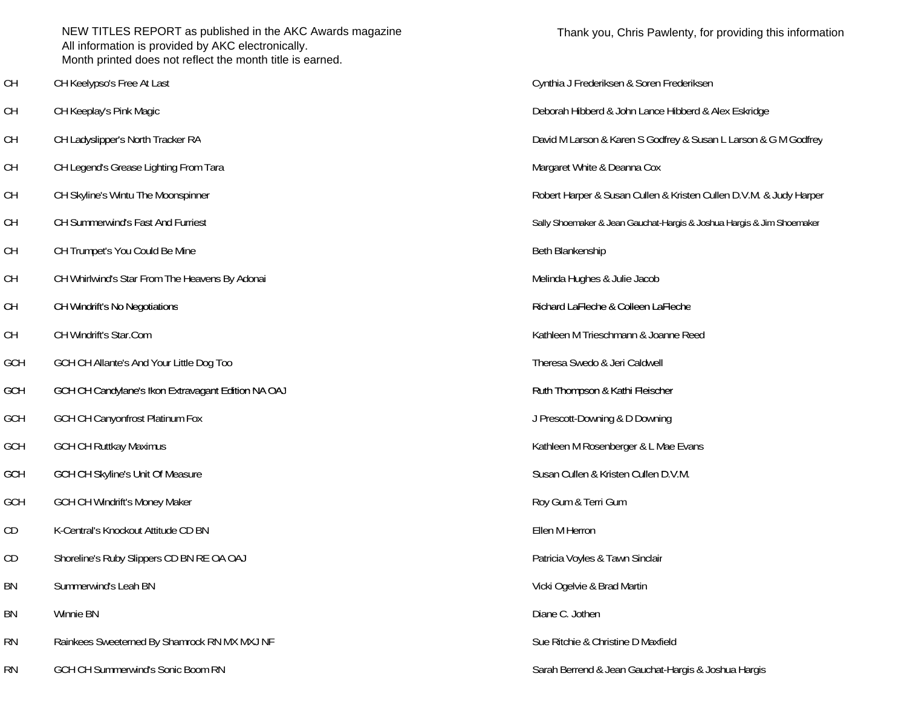NEW TITLES REPORT as published in the AKC Awards magazine
All information is provided by AKC electronically.
Month printed does not reflect the month title is earned.

Thank you, Chris Pawlenty, for providing this information

| | | |
|---|---|---|
| CH | CH Keelypso's Free At Last | Cynthia J Frederiksen & Soren Frederiksen |
| CH | CH Keeplay's Pink Magic | Deborah Hibberd & John Lance Hibberd & Alex Eskridge |
| CH | CH Ladyslipper's North Tracker RA | David M Larson & Karen S Godfrey & Susan L Larson & G M Godfrey |
| CH | CH Legend's Grease Lighting From Tara | Margaret White & Deanna Cox |
| CH | CH Skyline's Wintu The Moonspinner | Robert Harper & Susan Cullen & Kristen Cullen D.V.M. & Judy Harper |
| CH | CH Summerwind's Fast And Furriest | Sally Shoemaker & Jean Gauchat-Hargis & Joshua Hargis & Jim Shoemaker |
| CH | CH Trumpet's You Could Be Mine | Beth Blankenship |
| CH | CH Whirlwind's Star From The Heavens By Adonai | Melinda Hughes & Julie Jacob |
| CH | CH Windrift's No Negotiations | Richard LaFleche & Colleen LaFleche |
| CH | CH Windrift's Star.Com | Kathleen M Trieschmann & Joanne Reed |
| GCH | GCH CH Allante's And Your Little Dog Too | Theresa Swedo & Jeri Caldwell |
| GCH | GCH CH Candylane's Ikon Extravagant Edition NA OAJ | Ruth Thompson & Kathi Fleischer |
| GCH | GCH CH Canyonfrost Platinum Fox | J Prescott-Downing & D Downing |
| GCH | GCH CH Ruttkay Maximus | Kathleen M Rosenberger & L Mae Evans |
| GCH | GCH CH Skyline's Unit Of Measure | Susan Cullen & Kristen Cullen D.V.M. |
| GCH | GCH CH Windrift's Money Maker | Roy Gum & Terri Gum |
| CD | K-Central's Knockout Attitude CD BN | Ellen M Herron |
| CD | Shoreline's Ruby Slippers CD BN RE OA OAJ | Patricia Voyles & Tawn Sinclair |
| BN | Summerwind's Leah BN | Vicki Ogelvie & Brad Martin |
| BN | Winnie BN | Diane C. Jothen |
| RN | Rainkees Sweeterned By Shamrock RN MX MXJ NF | Sue Ritchie & Christine D Maxfield |
| RN | GCH CH Summerwind's Sonic Boom RN | Sarah Berrend & Jean Gauchat-Hargis & Joshua Hargis |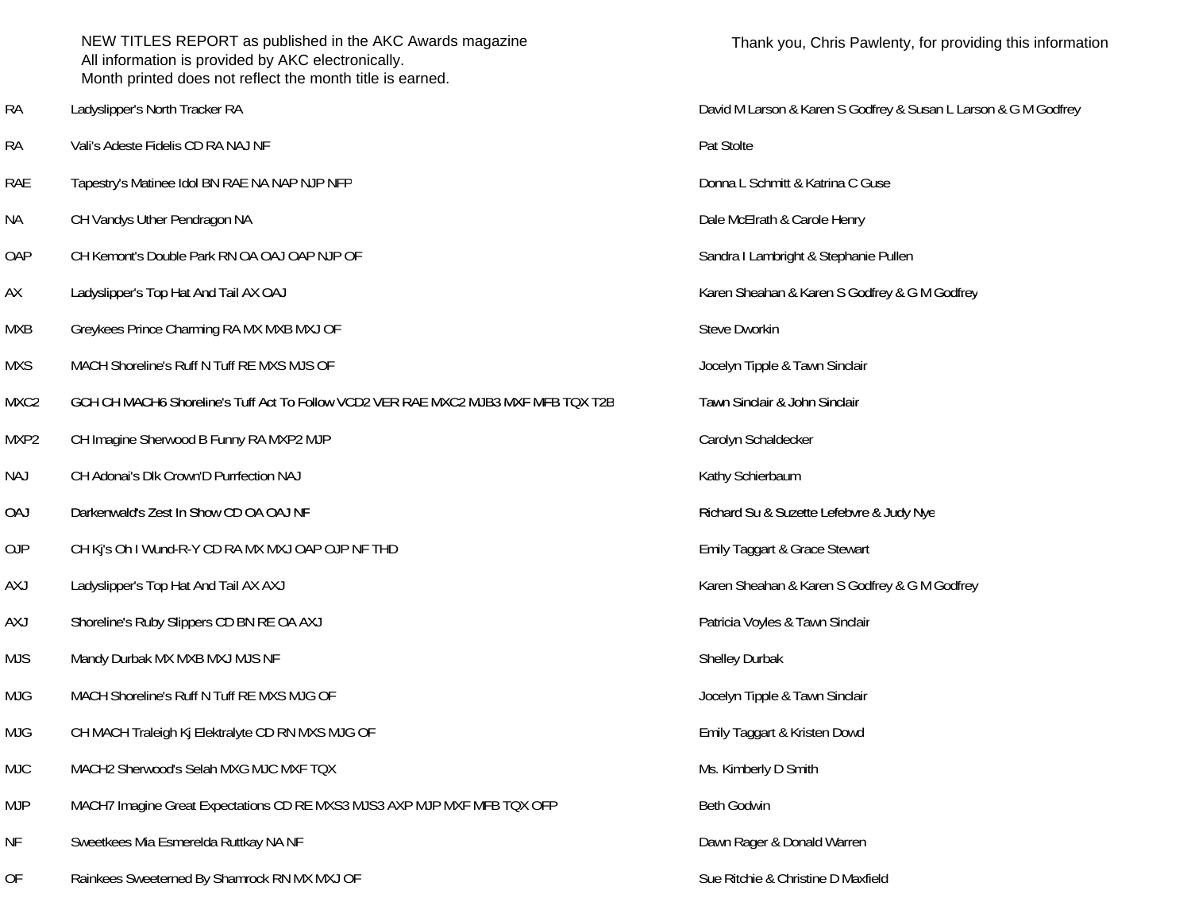NEW TITLES REPORT as published in the AKC Awards magazine
All information is provided by AKC electronically.
Month printed does not reflect the month title is earned.

Thank you, Chris Pawlenty, for providing this information

| | | |
|---|---|---|
| RA | Ladyslipper's North Tracker RA | David M Larson & Karen S Godfrey & Susan L Larson & G M Godfrey |
| RA | Vali's Adeste Fidelis CD RA NAJ NF | Pat Stolte |
| RAE | Tapestry's Matinee Idol BN RAE NA NAP NJP NFP | Donna L Schmitt & Katrina C Guse |
| NA | CH Vandys Uther Pendragon NA | Dale McElrath & Carole Henry |
| OAP | CH Kemont's Double Park RN OA OAJ OAP NJP OF | Sandra I Lambright & Stephanie Pullen |
| AX | Ladyslipper's Top Hat And Tail AX OAJ | Karen Sheahan & Karen S Godfrey & G M Godfrey |
| MXB | Greykees Prince Charming RA MX MXB MXJ OF | Steve Dworkin |
| MXS | MACH Shoreline's Ruff N Tuff RE MXS MJS OF | Jocelyn Tipple & Tawn Sinclair |
| MXC2 | GCH CH MACH6 Shoreline's Tuff Act To Follow VCD2 VER RAE MXC2 MJB3 MXF MFB TQX T2B | Tawn Sinclair & John Sinclair |
| MXP2 | CH Imagine Sherwood B Funny RA MXP2 MJP | Carolyn Schaldecker |
| NAJ | CH Adonai's Dlk Crown'D Purrfection NAJ | Kathy Schierbaum |
| OAJ | Darkenwald's Zest In Show CD OA OAJ NF | Richard Su & Suzette Lefebvre & Judy Nye |
| OJP | CH Kj's Oh I Wund-R-Y CD RA MX MXJ OAP OJP NF THD | Emily Taggart & Grace Stewart |
| AXJ | Ladyslipper's Top Hat And Tail AX AXJ | Karen Sheahan & Karen S Godfrey & G M Godfrey |
| AXJ | Shoreline's Ruby Slippers CD BN RE OA AXJ | Patricia Voyles & Tawn Sinclair |
| MJS | Mandy Durbak MX MXB MXJ MJS NF | Shelley Durbak |
| MJG | MACH Shoreline's Ruff N Tuff RE MXS MJG OF | Jocelyn Tipple & Tawn Sinclair |
| MJG | CH MACH Traleigh Kj Elektralyte CD RN MXS MJG OF | Emily Taggart & Kristen Dowd |
| MJC | MACH2 Sherwood's Selah MXG MJC MXF TQX | Ms. Kimberly D Smith |
| MJP | MACH7 Imagine Great Expectations CD RE MXS3 MJS3 AXP MJP MXF MFB TQX OFP | Beth Godwin |
| NF | Sweetkees Mia Esmerelda Ruttkay NA NF | Dawn Rager & Donald Warren |
| OF | Rainkees Sweeterned By Shamrock RN MX MXJ OF | Sue Ritchie & Christine D Maxfield |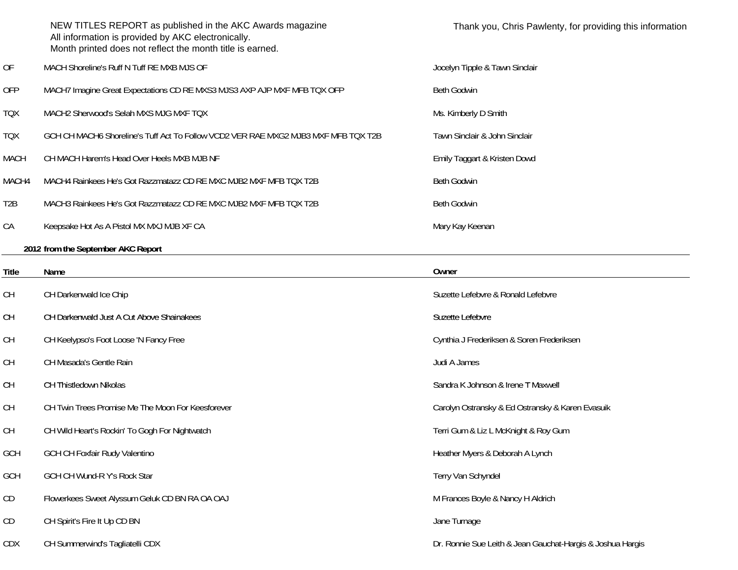NEW TITLES REPORT as published in the AKC Awards magazine
All information is provided by AKC electronically.
Month printed does not reflect the month title is earned.

Thank you, Chris Pawlenty, for providing this information

| | | |
|---|---|---|
| OF | MACH Shoreline's Ruff N Tuff RE MXB MJS OF | Jocelyn Tipple & Tawn Sinclair |
| OFP | MACH7 Imagine Great Expectations CD RE MXS3 MJS3 AXP AJP MXF MFB TQX OFP | Beth Godwin |
| TQX | MACH2 Sherwood's Selah MXS MJG MXF TQX | Ms. Kimberly D Smith |
| TQX | GCH CH MACH6 Shoreline's Tuff Act To Follow VCD2 VER RAE MXG2 MJB3 MXF MFB TQX T2B | Tawn Sinclair & John Sinclair |
| MACH | CH MACH Harem's Head Over Heels MXB MJB NF | Emily Taggart & Kristen Dowd |
| MACH4 | MACH4 Rainkees He's Got Razzmatazz CD RE MXC MJB2 MXF MFB TQX T2B | Beth Godwin |
| T2B | MACH3 Rainkees He's Got Razzmatazz CD RE MXC MJB2 MXF MFB TQX T2B | Beth Godwin |
| CA | Keepsake Hot As A Pistol MX MXJ MJB XF CA | Mary Kay Keenan |

**2012 from the September AKC Report**

| Title | Name | Owner |
|---|---|---|
| CH | CH Darkenwald Ice Chip | Suzette Lefebvre & Ronald Lefebvre |
| CH | CH Darkenwald Just A Cut Above Shainakees | Suzette Lefebvre |
| CH | CH Keelypso's Foot Loose 'N Fancy Free | Cynthia J Frederiksen & Soren Frederiksen |
| CH | CH Masada's Gentle Rain | Judi A James |
| CH | CH Thistledown Nikolas | Sandra K Johnson & Irene T Maxwell |
| CH | CH Twin Trees Promise Me The Moon For Keesforever | Carolyn Ostransky & Ed Ostransky & Karen Evasuik |
| CH | CH Wild Heart's Rockin' To Gogh For Nightwatch | Terri Gum & Liz L McKnight & Roy Gum |
| GCH | GCH CH Foxfair Rudy Valentino | Heather Myers & Deborah A Lynch |
| GCH | GCH CH Wund-R Y's Rock Star | Terry Van Schyndel |
| CD | Flowerkees Sweet Alyssum Geluk CD BN RA OA OAJ | M Frances Boyle & Nancy H Aldrich |
| CD | CH Spirit's Fire It Up CD BN | Jane Turnage |
| CDX | CH Summerwind's Tagliatelli CDX | Dr. Ronnie Sue Leith & Jean Gauchat-Hargis & Joshua Hargis |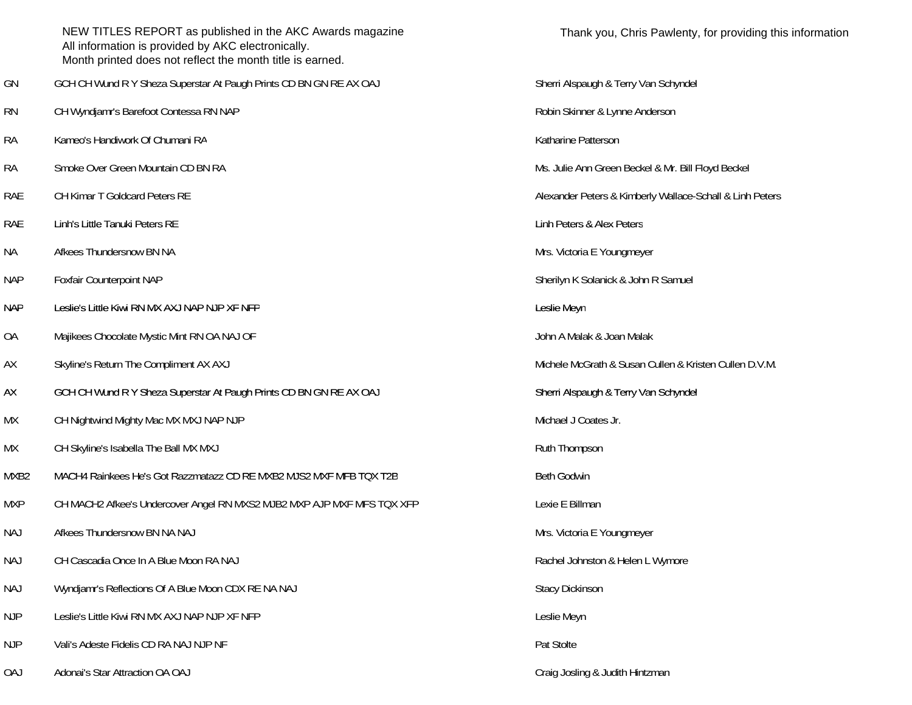NEW TITLES REPORT as published in the AKC Awards magazine
All information is provided by AKC electronically.
Month printed does not reflect the month title is earned.

Thank you, Chris Pawlenty, for providing this information

| | | |
|---|---|---|
| GN | GCH CH Wund R Y Sheza Superstar At Paugh Prints CD BN GN RE AX OAJ | Sherri Alspaugh & Terry Van Schyndel |
| RN | CH Wyndjamr's Barefoot Contessa RN NAP | Robin Skinner & Lynne Anderson |
| RA | Kameo's Handiwork Of Chumani RA | Katharine Patterson |
| RA | Smoke Over Green Mountain CD BN RA | Ms. Julie Ann Green Beckel & Mr. Bill Floyd Beckel |
| RAE | CH Kimar T Goldcard Peters RE | Alexander Peters & Kimberly Wallace-Schall & Linh Peters |
| RAE | Linh's Little Tanuki Peters RE | Linh Peters & Alex Peters |
| NA | Afkees Thundersnow BN NA | Mrs. Victoria E Youngmeyer |
| NAP | Foxfair Counterpoint NAP | Sherilyn K Solanick & John R Samuel |
| NAP | Leslie's Little Kiwi RN MX AXJ NAP NJP XF NFP | Leslie Meyn |
| OA | Majikees Chocolate Mystic Mint RN OA NAJ OF | John A Malak & Joan Malak |
| AX | Skyline's Return The Compliment AX AXJ | Michele McGrath & Susan Cullen & Kristen Cullen D.V.M. |
| AX | GCH CH Wund R Y Sheza Superstar At Paugh Prints CD BN GN RE AX OAJ | Sherri Alspaugh & Terry Van Schyndel |
| MX | CH Nightwind Mighty Mac MX MXJ NAP NJP | Michael J Coates Jr. |
| MX | CH Skyline's Isabella The Ball MX MXJ | Ruth Thompson |
| MXB2 | MACH4 Rainkees He's Got Razzmatazz CD RE MXB2 MJS2 MXF MFB TQX T2B | Beth Godwin |
| MXP | CH MACH2 Afkee's Undercover Angel RN MXS2 MJB2 MXP AJP MXF MFS TQX XFP | Lexie E Billman |
| NAJ | Afkees Thundersnow BN NA NAJ | Mrs. Victoria E Youngmeyer |
| NAJ | CH Cascadia Once In A Blue Moon RA NAJ | Rachel Johnston & Helen L Wymore |
| NAJ | Wyndjamr's Reflections Of A Blue Moon CDX RE NA NAJ | Stacy Dickinson |
| NJP | Leslie's Little Kiwi RN MX AXJ NAP NJP XF NFP | Leslie Meyn |
| NJP | Vali's Adeste Fidelis CD RA NAJ NJP NF | Pat Stolte |
| OAJ | Adonai's Star Attraction OA OAJ | Craig Josling & Judith Hintzman |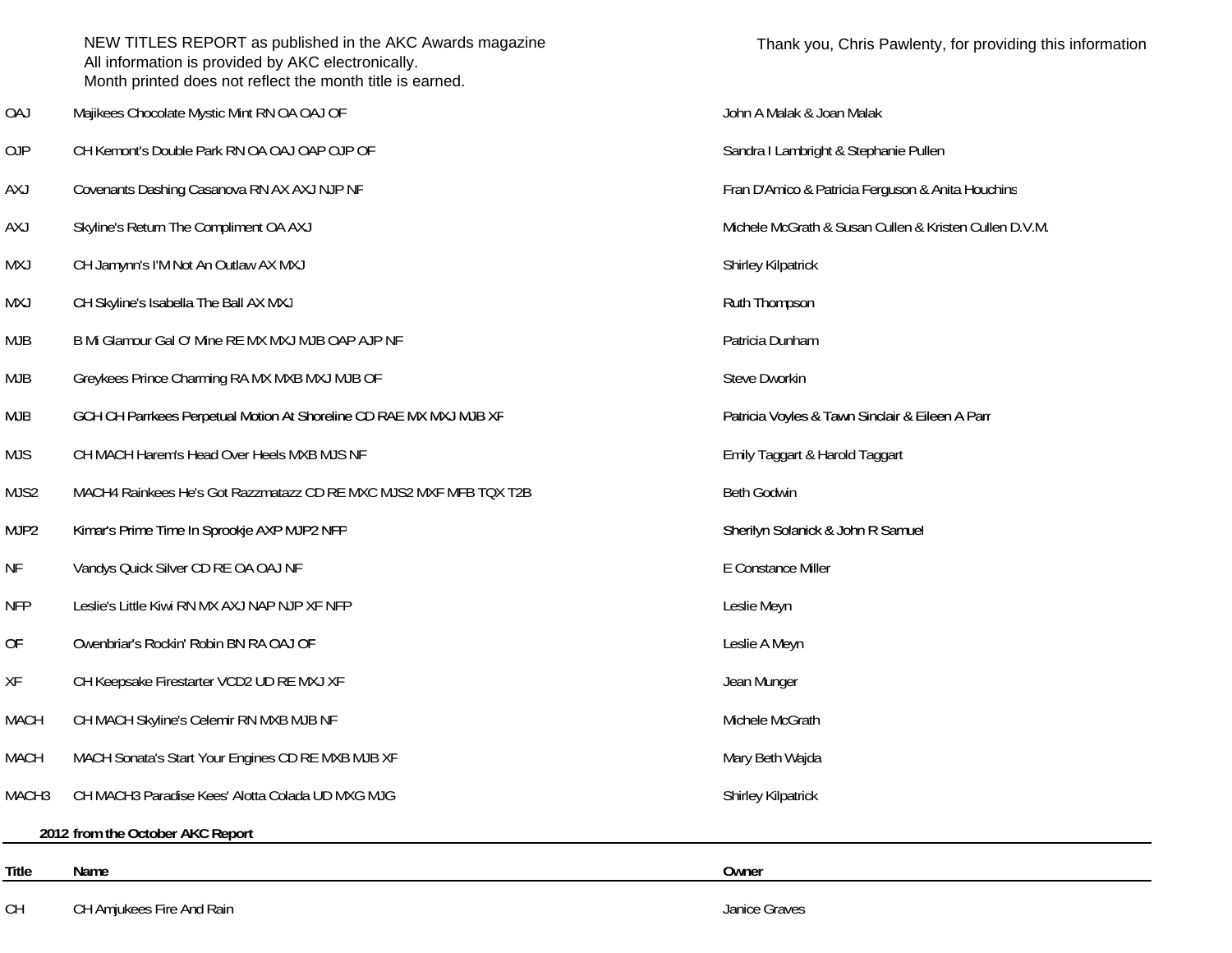NEW TITLES REPORT as published in the AKC Awards magazine
All information is provided by AKC electronically.
Month printed does not reflect the month title is earned.

Thank you, Chris Pawlenty, for providing this information

| | | |
|---|---|---|
| OAJ | Majikees Chocolate Mystic Mint RN OA OAJ OF | John A Malak & Joan Malak |
| OJP | CH Kemont's Double Park RN OA OAJ OAP OJP OF | Sandra I Lambright & Stephanie Pullen |
| AXJ | Covenants Dashing Casanova RN AX AXJ NJP NF | Fran D'Amico & Patricia Ferguson & Anita Houchins |
| AXJ | Skyline's Return The Compliment OA AXJ | Michele McGrath & Susan Cullen & Kristen Cullen D.V.M. |
| MXJ | CH Jamynn's I'M Not An Outlaw AX MXJ | Shirley Kilpatrick |
| MXJ | CH Skyline's Isabella The Ball AX MXJ | Ruth Thompson |
| MJB | B Mi Glamour Gal O' Mine RE MX MXJ MJB OAP AJP NF | Patricia Dunham |
| MJB | Greykees Prince Charming RA MX MXB MXJ MJB OF | Steve Dworkin |
| MJB | GCH CH Parrkees Perpetual Motion At Shoreline CD RAE MX MXJ MJB XF | Patricia Voyles & Tawn Sinclair & Eileen A Parr |
| MJS | CH MACH Harem's Head Over Heels MXB MJS NF | Emily Taggart & Harold Taggart |
| MJS2 | MACH4 Rainkees He's Got Razzmatazz CD RE MXC MJS2 MXF MFB TQX T2B | Beth Godwin |
| MJP2 | Kimar's Prime Time In Sprookje AXP MJP2 NFP | Sherilyn Solanick & John R Samuel |
| NF | Vandys Quick Silver CD RE OA OAJ NF | E Constance Miller |
| NFP | Leslie's Little Kiwi RN MX AXJ NAP NJP XF NFP | Leslie Meyn |
| OF | Owenbriar's Rockin' Robin BN RA OAJ OF | Leslie A Meyn |
| XF | CH Keepsake Firestarter VCD2 UD RE MXJ XF | Jean Munger |
| MACH | CH MACH Skyline's Celemir RN MXB MJB NF | Michele McGrath |
| MACH | MACH Sonata's Start Your Engines CD RE MXB MJB XF | Mary Beth Wajda |
| MACH3 | CH MACH3 Paradise Kees' Alotta Colada UD MXG MJG | Shirley Kilpatrick |

**2012 from the October AKC Report**

| Title | Name | Owner |
|---|---|---|
| CH | CH Amjukees Fire And Rain | Janice Graves |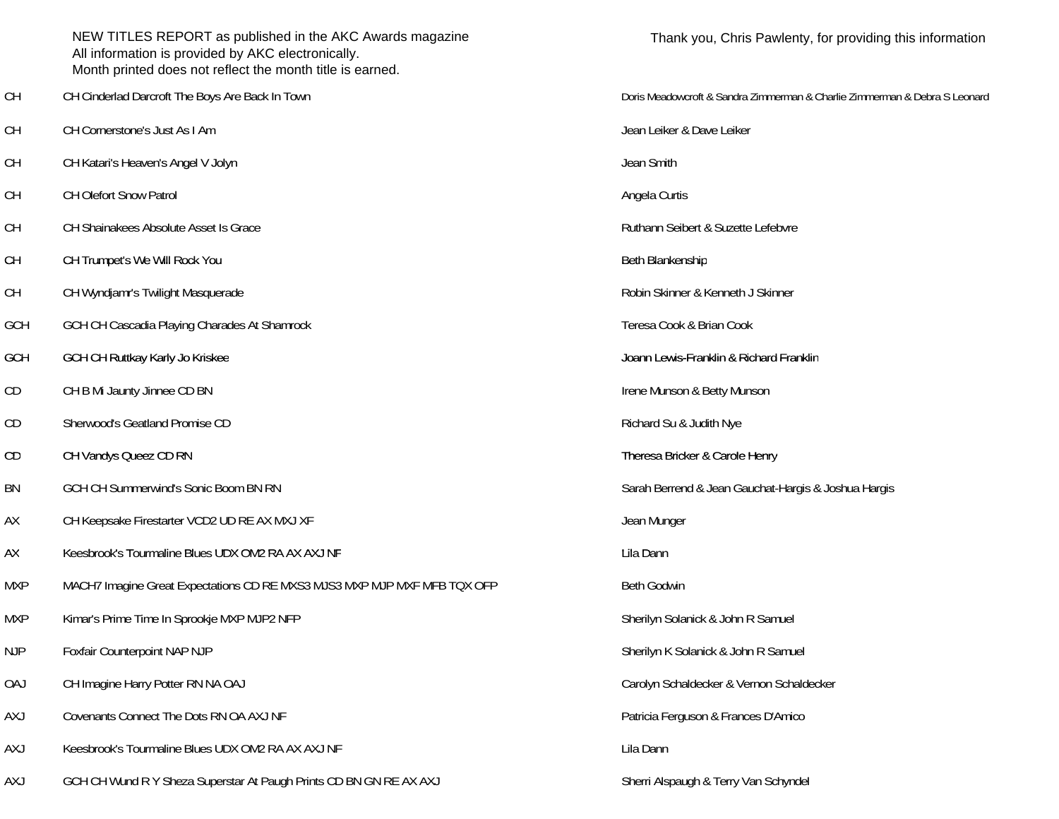NEW TITLES REPORT as published in the AKC Awards magazine
All information is provided by AKC electronically.
Month printed does not reflect the month title is earned.

Thank you, Chris Pawlenty, for providing this information

| Title | Dog | Owner(s) |
|---|---|---|
| CH | CH Cinderlad Darcroft The Boys Are Back In Town | Doris Meadowcroft & Sandra Zimmerman & Charlie Zimmerman & Debra S Leonard |
| CH | CH Cornerstone's Just As I Am | Jean Leiker & Dave Leiker |
| CH | CH Katari's Heaven's Angel V Jolyn | Jean Smith |
| CH | CH Olefort Snow Patrol | Angela Curtis |
| CH | CH Shainakees Absolute Asset Is Grace | Ruthann Seibert & Suzette Lefebvre |
| CH | CH Trumpet's We Will Rock You | Beth Blankenship |
| CH | CH Wyndjamr's Twilight Masquerade | Robin Skinner & Kenneth J Skinner |
| GCH | GCH CH Cascadia Playing Charades At Shamrock | Teresa Cook & Brian Cook |
| GCH | GCH CH Ruttkay Karly Jo Kriskee | Joann Lewis-Franklin & Richard Franklin |
| CD | CH B Mi Jaunty Jinnee CD BN | Irene Munson & Betty Munson |
| CD | Sherwood's Geatland Promise CD | Richard Su & Judith Nye |
| CD | CH Vandys Queez CD RN | Theresa Bricker & Carole Henry |
| BN | GCH CH Summerwind's Sonic Boom BN RN | Sarah Berrend & Jean Gauchat-Hargis & Joshua Hargis |
| AX | CH Keepsake Firestarter VCD2 UD RE AX MXJ XF | Jean Munger |
| AX | Keesbrook's Tourmaline Blues UDX OM2 RA AX AXJ NF | Lila Dann |
| MXP | MACH7 Imagine Great Expectations CD RE MXS3 MJS3 MXP MJP MXF MFB TQX OFP | Beth Godwin |
| MXP | Kimar's Prime Time In Sprookje MXP MJP2 NFP | Sherilyn Solanick & John R Samuel |
| NJP | Foxfair Counterpoint NAP NJP | Sherilyn K Solanick & John R Samuel |
| OAJ | CH Imagine Harry Potter RN NA OAJ | Carolyn Schaldecker & Vernon Schaldecker |
| AXJ | Covenants Connect The Dots RN OA AXJ NF | Patricia Ferguson & Frances D'Amico |
| AXJ | Keesbrook's Tourmaline Blues UDX OM2 RA AX AXJ NF | Lila Dann |
| AXJ | GCH CH Wund R Y Sheza Superstar At Paugh Prints CD BN GN RE AX AXJ | Sherri Alspaugh & Terry Van Schyndel |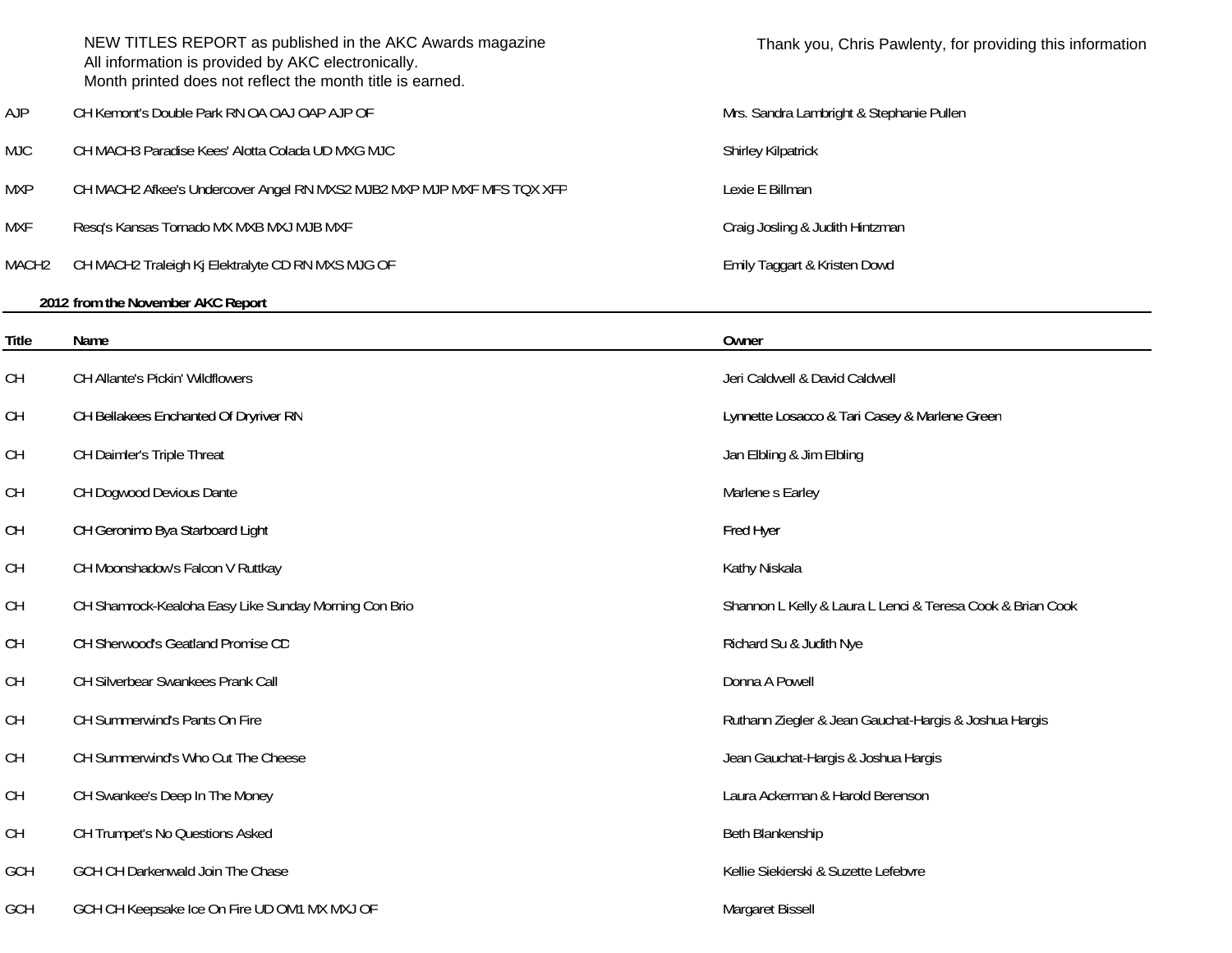NEW TITLES REPORT as published in the AKC Awards magazine
All information is provided by AKC electronically.
Month printed does not reflect the month title is earned.

Thank you, Chris Pawlenty, for providing this information

| | | |
|---|---|---|
| AJP | CH Kemont's Double Park RN OA OAJ OAP AJP OF | Mrs. Sandra Lambright & Stephanie Pullen |
| MJC | CH MACH3 Paradise Kees' Alotta Colada UD MXG MJC | Shirley Kilpatrick |
| MXP | CH MACH2 Afkee's Undercover Angel RN MXS2 MJB2 MXP MJP MXF MFS TQX XFP | Lexie E Billman |
| MXF | Resq's Kansas Tornado MX MXB MXJ MJB MXF | Craig Josling & Judith Hintzman |
| MACH2 | CH MACH2 Traleigh Kj Elektralyte CD RN MXS MJG OF | Emily Taggart & Kristen Dowd |

**2012 from the November AKC Report**

| Title | Name | Owner |
|---|---|---|
| CH | CH Allante's Pickin' Wildflowers | Jeri Caldwell & David Caldwell |
| CH | CH Bellakees Enchanted Of Dryriver RN | Lynnette Losacco & Tari Casey & Marlene Green |
| CH | CH Daimler's Triple Threat | Jan Elbling & Jim Elbling |
| CH | CH Dogwood Devious Dante | Marlene s Earley |
| CH | CH Geronimo Bya Starboard Light | Fred Hyer |
| CH | CH Moonshadow's Falcon V Ruttkay | Kathy Niskala |
| CH | CH Shamrock-Kealoha Easy Like Sunday Morning Con Brio | Shannon L Kelly & Laura L Lenci & Teresa Cook & Brian Cook |
| CH | CH Sherwood's Geatland Promise CD | Richard Su & Judith Nye |
| CH | CH Silverbear Swankees Prank Call | Donna A Powell |
| CH | CH Summerwind's Pants On Fire | Ruthann Ziegler & Jean Gauchat-Hargis & Joshua Hargis |
| CH | CH Summerwind's Who Cut The Cheese | Jean Gauchat-Hargis & Joshua Hargis |
| CH | CH Swankee's Deep In The Money | Laura Ackerman & Harold Berenson |
| CH | CH Trumpet's No Questions Asked | Beth Blankenship |
| GCH | GCH CH Darkenwald Join The Chase | Kellie Siekierski & Suzette Lefebvre |
| GCH | GCH CH Keepsake Ice On Fire UD OM1 MX MXJ OF | Margaret Bissell |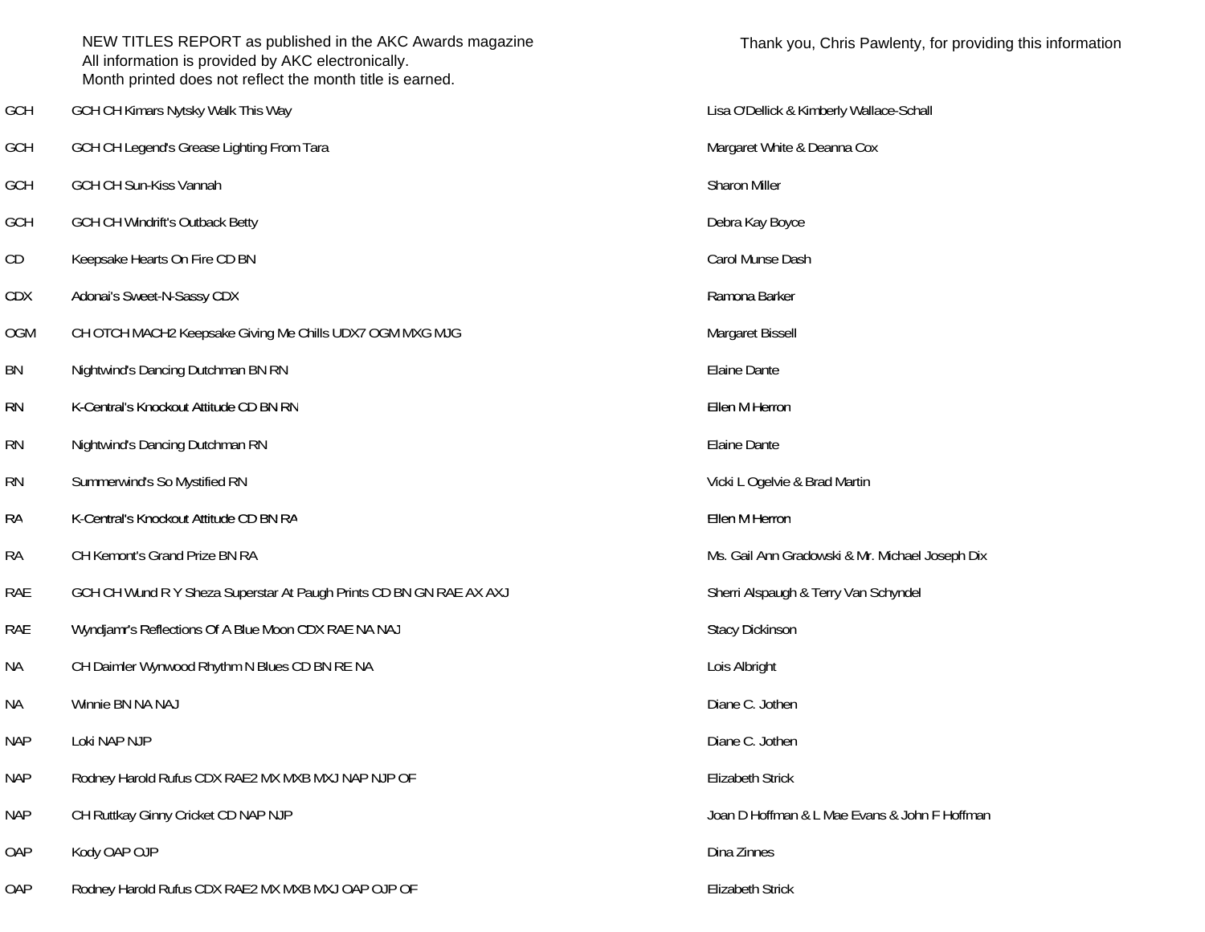NEW TITLES REPORT as published in the AKC Awards magazine
All information is provided by AKC electronically.
Month printed does not reflect the month title is earned.

Thank you, Chris Pawlenty, for providing this information

| | | |
|---|---|---|
| GCH | GCH CH Kimars Nytsky Walk This Way | Lisa O'Dellick & Kimberly Wallace-Schall |
| GCH | GCH CH Legend's Grease Lighting From Tara | Margaret White & Deanna Cox |
| GCH | GCH CH Sun-Kiss Vannah | Sharon Miller |
| GCH | GCH CH Windrift's Outback Betty | Debra Kay Boyce |
| CD | Keepsake Hearts On Fire CD BN | Carol Munse Dash |
| CDX | Adonai's Sweet-N-Sassy CDX | Ramona Barker |
| OGM | CH OTCH MACH2 Keepsake Giving Me Chills UDX7 OGM MXG MJG | Margaret Bissell |
| BN | Nightwind's Dancing Dutchman BN RN | Elaine Dante |
| RN | K-Central's Knockout Attitude CD BN RN | Ellen M Herron |
| RN | Nightwind's Dancing Dutchman RN | Elaine Dante |
| RN | Summerwind's So Mystified RN | Vicki L Ogelvie & Brad Martin |
| RA | K-Central's Knockout Attitude CD BN RA | Ellen M Herron |
| RA | CH Kemont's Grand Prize BN RA | Ms. Gail Ann Gradowski & Mr. Michael Joseph Dix |
| RAE | GCH CH Wund R Y Sheza Superstar At Paugh Prints CD BN GN RAE AX AXJ | Sherri Alspaugh & Terry Van Schyndel |
| RAE | Wyndjamr's Reflections Of A Blue Moon CDX RAE NA NAJ | Stacy Dickinson |
| NA | CH Daimler Wynwood Rhythm N Blues CD BN RE NA | Lois Albright |
| NA | Winnie BN NA NAJ | Diane C. Jothen |
| NAP | Loki NAP NJP | Diane C. Jothen |
| NAP | Rodney Harold Rufus CDX RAE2 MX MXB MXJ NAP NJP OF | Elizabeth Strick |
| NAP | CH Ruttkay Ginny Cricket CD NAP NJP | Joan D Hoffman & L Mae Evans & John F Hoffman |
| OAP | Kody OAP OJP | Dina Zinnes |
| OAP | Rodney Harold Rufus CDX RAE2 MX MXB MXJ OAP OJP OF | Elizabeth Strick |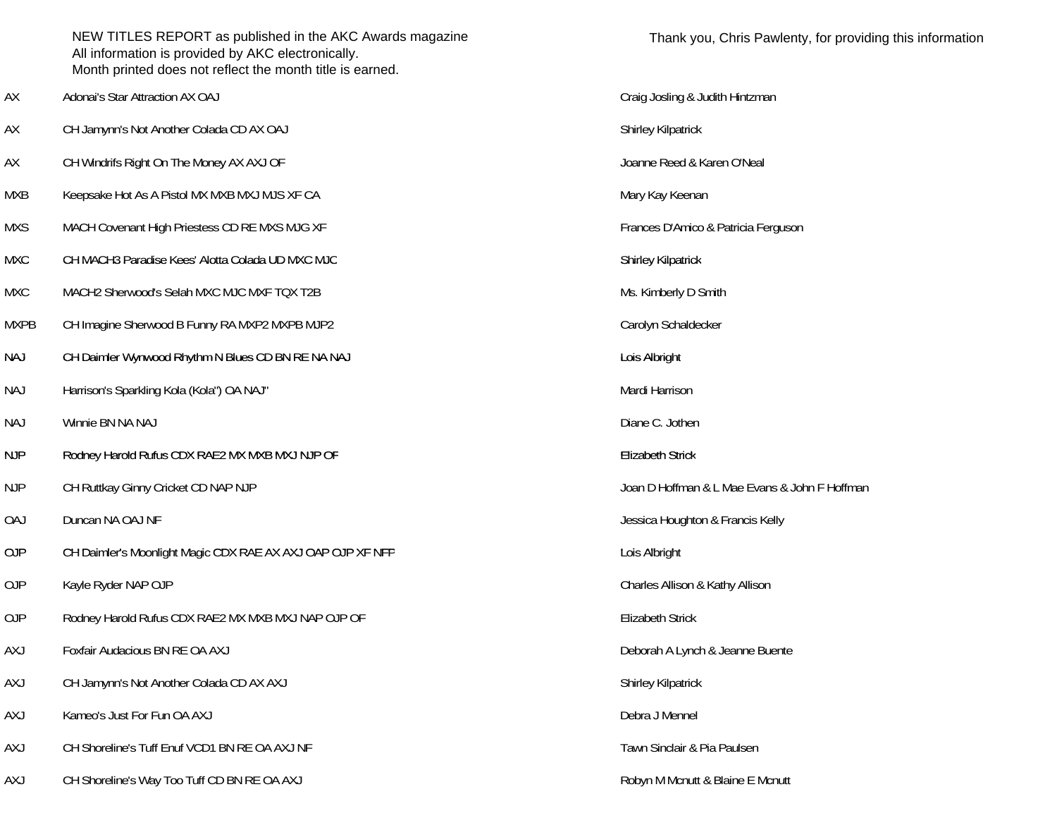NEW TITLES REPORT as published in the AKC Awards magazine
All information is provided by AKC electronically.
Month printed does not reflect the month title is earned.

Thank you, Chris Pawlenty, for providing this information

| | | |
|---|---|---|
| AX | Adonai's Star Attraction AX OAJ | Craig Josling & Judith Hintzman |
| AX | CH Jamynn's Not Another Colada CD AX OAJ | Shirley Kilpatrick |
| AX | CH Windrifs Right On The Money AX AXJ OF | Joanne Reed & Karen O'Neal |
| MXB | Keepsake Hot As A Pistol MX MXB MXJ MJS XF CA | Mary Kay Keenan |
| MXS | MACH Covenant High Priestess CD RE MXS MJG XF | Frances D'Amico & Patricia Ferguson |
| MXC | CH MACH3 Paradise Kees' Alotta Colada UD MXC MJC | Shirley Kilpatrick |
| MXC | MACH2 Sherwood's Selah MXC MJC MXF TQX T2B | Ms. Kimberly D Smith |
| MXPB | CH Imagine Sherwood B Funny RA MXP2 MXPB MJP2 | Carolyn Schaldecker |
| NAJ | CH Daimler Wynwood Rhythm N Blues CD BN RE NA NAJ | Lois Albright |
| NAJ | Harrison's Sparkling Kola (Kola") OA NAJ" | Mardi Harrison |
| NAJ | Winnie BN NA NAJ | Diane C. Jothen |
| NJP | Rodney Harold Rufus CDX RAE2 MX MXB MXJ NJP OF | Elizabeth Strick |
| NJP | CH Ruttkay Ginny Cricket CD NAP NJP | Joan D Hoffman & L Mae Evans & John F Hoffman |
| OAJ | Duncan NA OAJ NF | Jessica Houghton & Francis Kelly |
| OJP | CH Daimler's Moonlight Magic CDX RAE AX AXJ OAP OJP XF NFP | Lois Albright |
| OJP | Kayle Ryder NAP OJP | Charles Allison & Kathy Allison |
| OJP | Rodney Harold Rufus CDX RAE2 MX MXB MXJ NAP OJP OF | Elizabeth Strick |
| AXJ | Foxfair Audacious BN RE OA AXJ | Deborah A Lynch & Jeanne Buente |
| AXJ | CH Jamynn's Not Another Colada CD AX AXJ | Shirley Kilpatrick |
| AXJ | Kameo's Just For Fun OA AXJ | Debra J Mennel |
| AXJ | CH Shoreline's Tuff Enuf VCD1 BN RE OA AXJ NF | Tawn Sinclair & Pia Paulsen |
| AXJ | CH Shoreline's Way Too Tuff CD BN RE OA AXJ | Robyn M Mcnutt & Blaine E Mcnutt |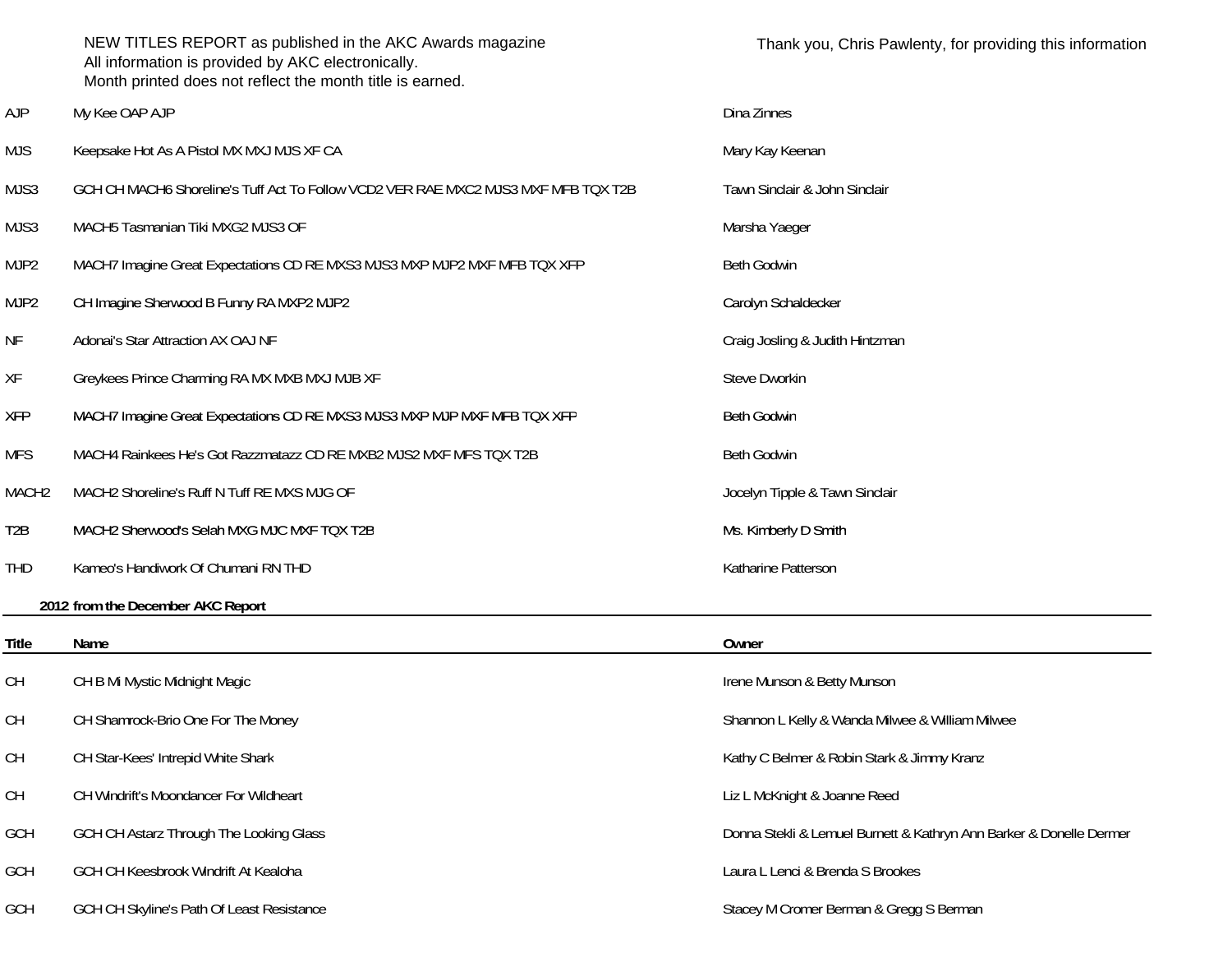NEW TITLES REPORT as published in the AKC Awards magazine
All information is provided by AKC electronically.
Month printed does not reflect the month title is earned.

Thank you, Chris Pawlenty, for providing this information

| | | |
|---|---|---|
| AJP | My Kee OAP AJP | Dina Zinnes |
| MJS | Keepsake Hot As A Pistol MX MXJ MJS XF CA | Mary Kay Keenan |
| MJS3 | GCH CH MACH6 Shoreline's Tuff Act To Follow VCD2 VER RAE MXC2 MJS3 MXF MFB TQX T2B | Tawn Sinclair & John Sinclair |
| MJS3 | MACH5 Tasmanian Tiki MXG2 MJS3 OF | Marsha Yaeger |
| MJP2 | MACH7 Imagine Great Expectations CD RE MXS3 MJS3 MXP MJP2 MXF MFB TQX XFP | Beth Godwin |
| MJP2 | CH Imagine Sherwood B Funny RA MXP2 MJP2 | Carolyn Schaldecker |
| NF | Adonai's Star Attraction AX OAJ NF | Craig Josling & Judith Hintzman |
| XF | Greykees Prince Charming RA MX MXB MXJ MJB XF | Steve Dworkin |
| XFP | MACH7 Imagine Great Expectations CD RE MXS3 MJS3 MXP MJP MXF MFB TQX XFP | Beth Godwin |
| MFS | MACH4 Rainkees He's Got Razzmatazz CD RE MXB2 MJS2 MXF MFS TQX T2B | Beth Godwin |
| MACH2 | MACH2 Shoreline's Ruff N Tuff RE MXS MJG OF | Jocelyn Tipple & Tawn Sinclair |
| T2B | MACH2 Sherwood's Selah MXG MJC MXF TQX T2B | Ms. Kimberly D Smith |
| THD | Kameo's Handiwork Of Chumani RN THD | Katharine Patterson |

**2012 from the December AKC Report**

| Title | Name | Owner |
|---|---|---|
| CH | CH B Mi Mystic Midnight Magic | Irene Munson & Betty Munson |
| CH | CH Shamrock-Brio One For The Money | Shannon L Kelly & Wanda Milwee & William Milwee |
| CH | CH Star-Kees' Intrepid White Shark | Kathy C Belmer & Robin Stark & Jimmy Kranz |
| CH | CH Windrift's Moondancer For Wildheart | Liz L McKnight & Joanne Reed |
| GCH | GCH CH Astarz Through The Looking Glass | Donna Stekli & Lemuel Burnett & Kathryn Ann Barker & Donelle Dermer |
| GCH | GCH CH Keesbrook Windrift At Kealoha | Laura L Lenci & Brenda S Brookes |
| GCH | GCH CH Skyline's Path Of Least Resistance | Stacey M Cromer Berman & Gregg S Berman |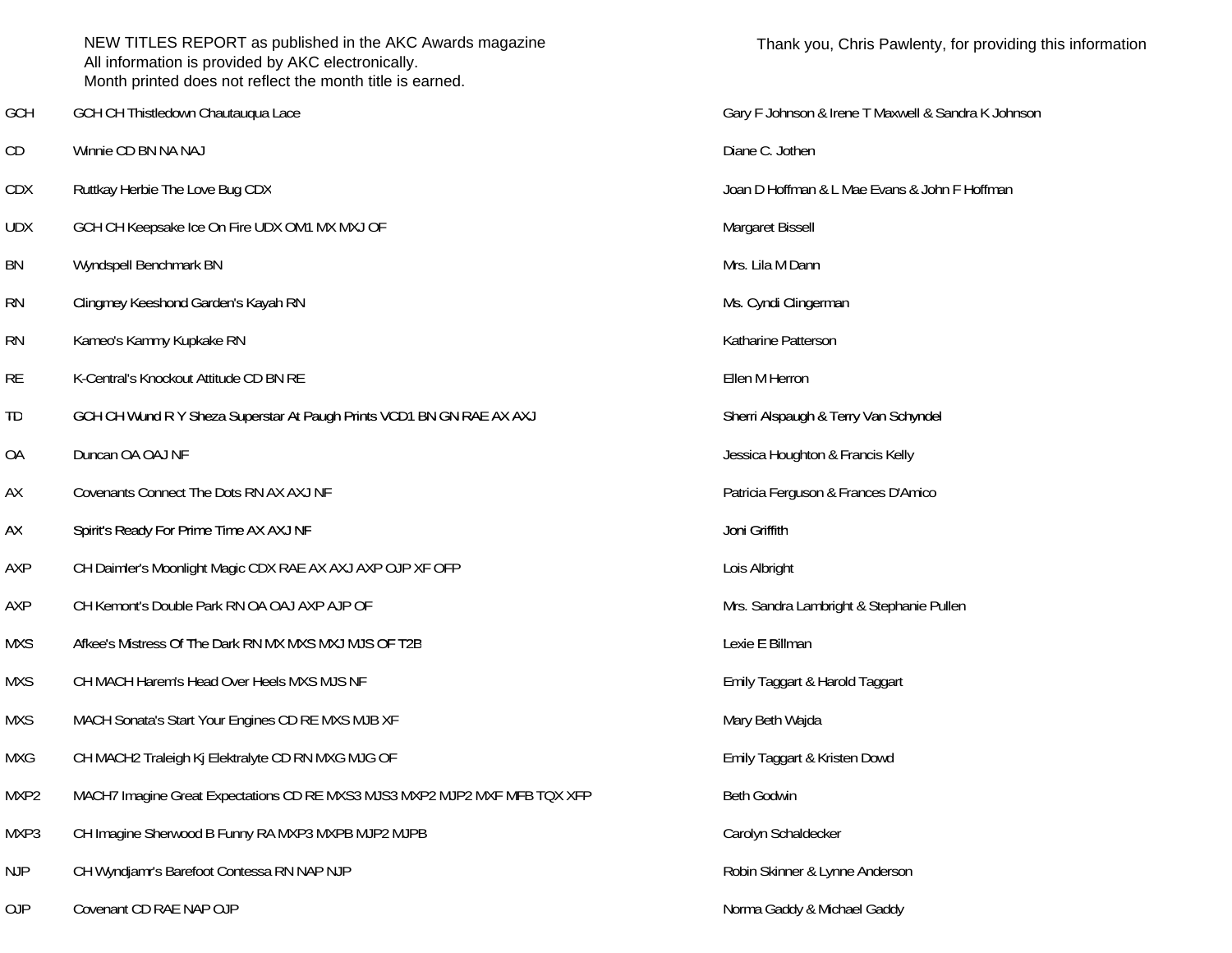NEW TITLES REPORT as published in the AKC Awards magazine
All information is provided by AKC electronically.
Month printed does not reflect the month title is earned.

Thank you, Chris Pawlenty, for providing this information

| | | |
|---|---|---|
| GCH | GCH CH Thistledown Chautauqua Lace | Gary F Johnson & Irene T Maxwell & Sandra K Johnson |
| CD | Winnie CD BN NA NAJ | Diane C. Jothen |
| CDX | Ruttkay Herbie The Love Bug CDX | Joan D Hoffman & L Mae Evans & John F Hoffman |
| UDX | GCH CH Keepsake Ice On Fire UDX OM1 MX MXJ OF | Margaret Bissell |
| BN | Wyndspell Benchmark BN | Mrs. Lila M Dann |
| RN | Clingmey Keeshond Garden's Kayah RN | Ms. Cyndi Clingerman |
| RN | Kameo's Kammy Kupkake RN | Katharine Patterson |
| RE | K-Central's Knockout Attitude CD BN RE | Ellen M Herron |
| TD | GCH CH Wund R Y Sheza Superstar At Paugh Prints VCD1 BN GN RAE AX AXJ | Sherri Alspaugh & Terry Van Schyndel |
| OA | Duncan OA OAJ NF | Jessica Houghton & Francis Kelly |
| AX | Covenants Connect The Dots RN AX AXJ NF | Patricia Ferguson & Frances D'Amico |
| AX | Spirit's Ready For Prime Time AX AXJ NF | Joni Griffith |
| AXP | CH Daimler's Moonlight Magic CDX RAE AX AXJ AXP OJP XF OFP | Lois Albright |
| AXP | CH Kemont's Double Park RN OA OAJ AXP AJP OF | Mrs. Sandra Lambright & Stephanie Pullen |
| MXS | Afkee's Mistress Of The Dark RN MX MXS MXJ MJS OF T2B | Lexie E Billman |
| MXS | CH MACH Harem's Head Over Heels MXS MJS NF | Emily Taggart & Harold Taggart |
| MXS | MACH Sonata's Start Your Engines CD RE MXS MJB XF | Mary Beth Wajda |
| MXG | CH MACH2 Traleigh Kj Elektralyte CD RN MXG MJG OF | Emily Taggart & Kristen Dowd |
| MXP2 | MACH7 Imagine Great Expectations CD RE MXS3 MJS3 MXP2 MJP2 MXF MFB TQX XFP | Beth Godwin |
| MXP3 | CH Imagine Sherwood B Funny RA MXP3 MXPB MJP2 MJPB | Carolyn Schaldecker |
| NJP | CH Wyndjamr's Barefoot Contessa RN NAP NJP | Robin Skinner & Lynne Anderson |
| OJP | Covenant CD RAE NAP OJP | Norma Gaddy & Michael Gaddy |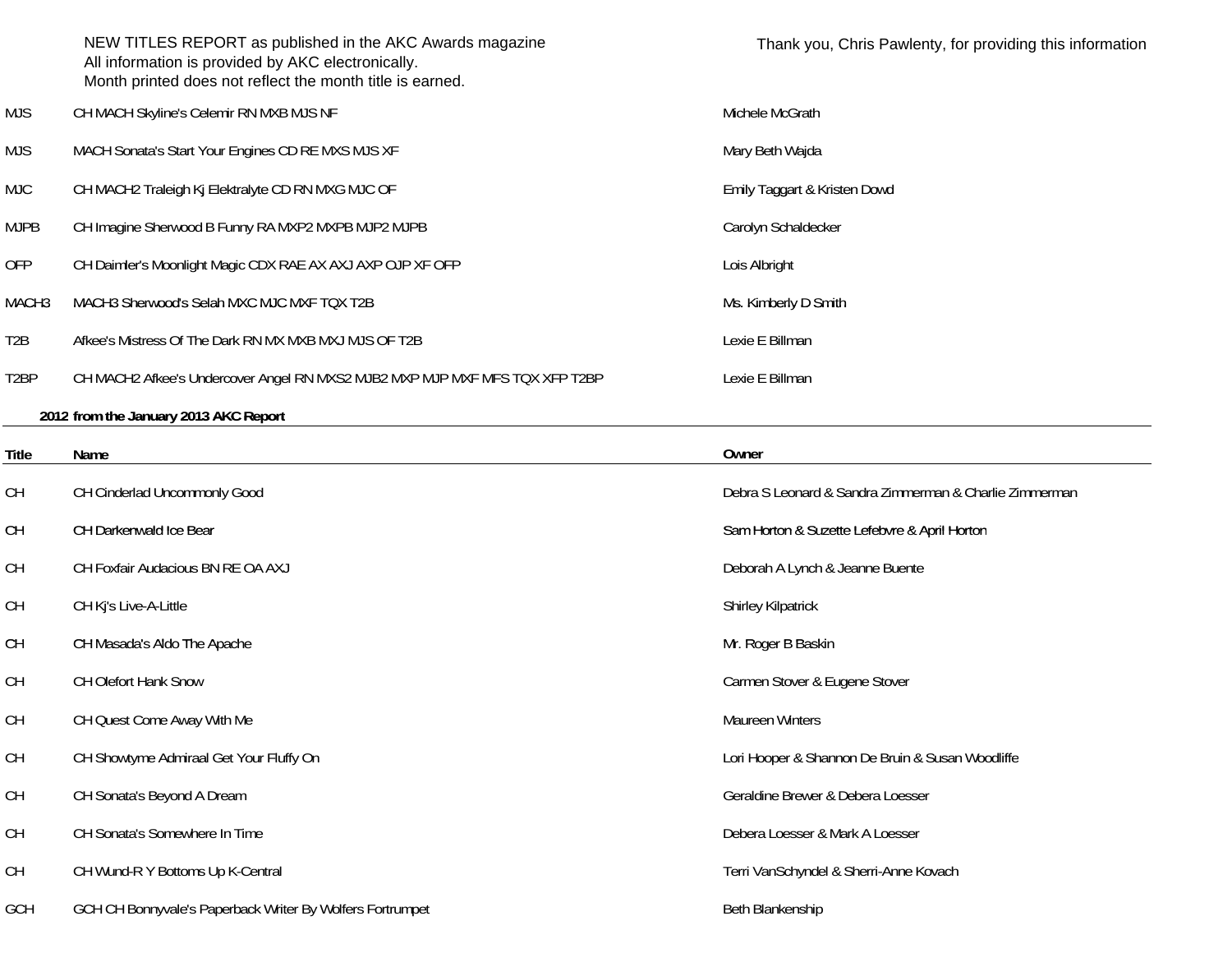NEW TITLES REPORT as published in the AKC Awards magazine
All information is provided by AKC electronically.
Month printed does not reflect the month title is earned.

Thank you, Chris Pawlenty, for providing this information

| | | |
|---|---|---|
| MJS | CH MACH Skyline's Celemir RN MXB MJS NF | Michele McGrath |
| MJS | MACH Sonata's Start Your Engines CD RE MXS MJS XF | Mary Beth Wajda |
| MJC | CH MACH2 Traleigh Kj Elektralyte CD RN MXG MJC OF | Emily Taggart & Kristen Dowd |
| MJPB | CH Imagine Sherwood B Funny RA MXP2 MXPB MJP2 MJPB | Carolyn Schaldecker |
| OFP | CH Daimler's Moonlight Magic CDX RAE AX AXJ AXP OJP XF OFP | Lois Albright |
| MACH3 | MACH3 Sherwood's Selah MXC MJC MXF TQX T2B | Ms. Kimberly D Smith |
| T2B | Afkee's Mistress Of The Dark RN MX MXB MXJ MJS OF T2B | Lexie E Billman |
| T2BP | CH MACH2 Afkee's Undercover Angel RN MXS2 MJB2 MXP MJP MXF MFS TQX XFP T2BP | Lexie E Billman |

**2012 from the January 2013 AKC Report**

| Title | Name | Owner |
|---|---|---|
| CH | CH Cinderlad Uncommonly Good | Debra S Leonard & Sandra Zimmerman & Charlie Zimmerman |
| CH | CH Darkenwald Ice Bear | Sam Horton & Suzette Lefebvre & April Horton |
| CH | CH Foxfair Audacious BN RE OA AXJ | Deborah A Lynch & Jeanne Buente |
| CH | CH Kj's Live-A-Little | Shirley Kilpatrick |
| CH | CH Masada's Aldo The Apache | Mr. Roger B Baskin |
| CH | CH Olefort Hank Snow | Carmen Stover & Eugene Stover |
| CH | CH Quest Come Away With Me | Maureen Winters |
| CH | CH Showtyme Admiraal Get Your Fluffy On | Lori Hooper & Shannon De Bruin & Susan Woodliffe |
| CH | CH Sonata's Beyond A Dream | Geraldine Brewer & Debera Loesser |
| CH | CH Sonata's Somewhere In Time | Debera Loesser & Mark A Loesser |
| CH | CH Wund-R Y Bottoms Up K-Central | Terri VanSchyndel & Sherri-Anne Kovach |
| GCH | GCH CH Bonnyvale's Paperback Writer By Wolfers Fortrumpet | Beth Blankenship |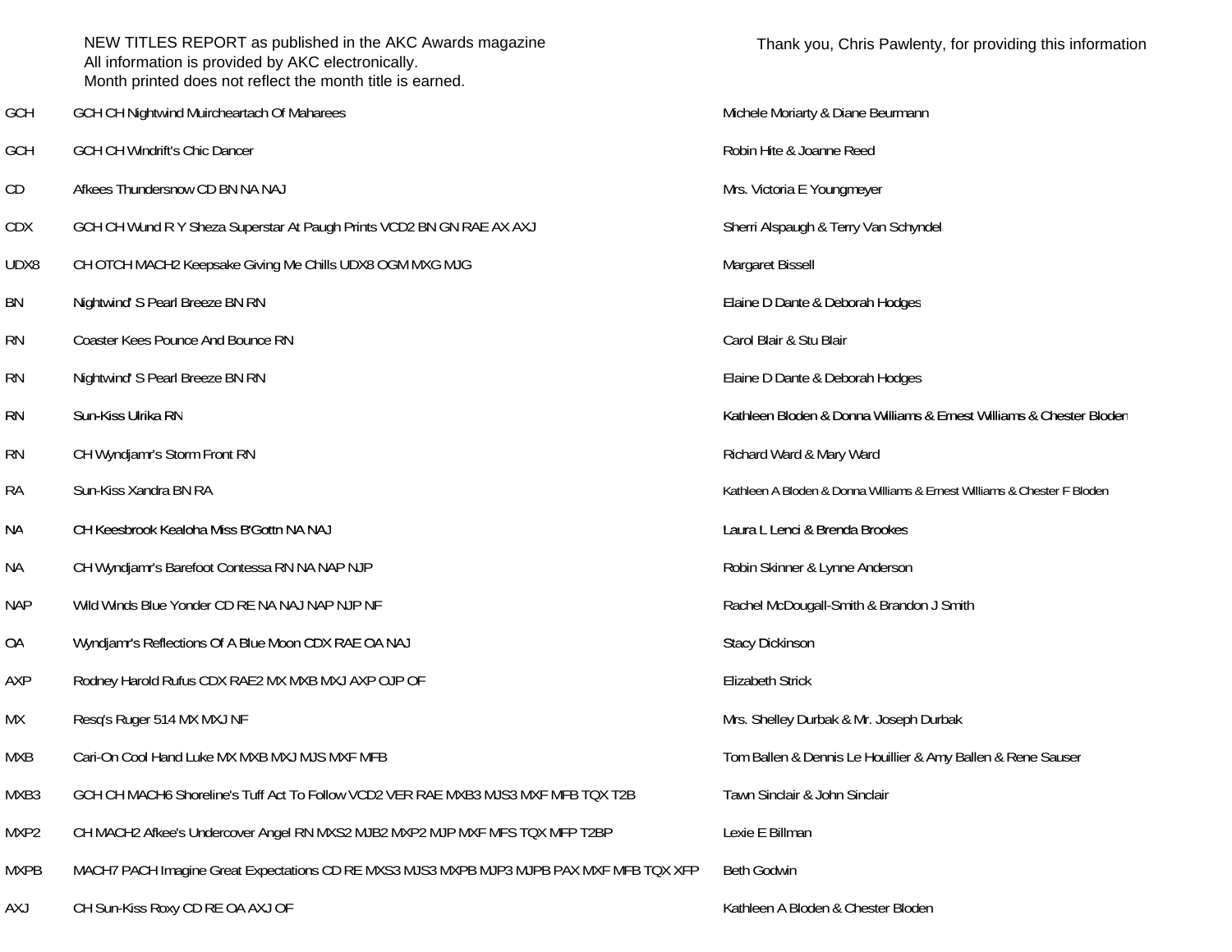NEW TITLES REPORT as published in the AKC Awards magazine
All information is provided by AKC electronically.
Month printed does not reflect the month title is earned.

Thank you, Chris Pawlenty, for providing this information

| Title | Dog | Owner(s) |
|---|---|---|
| GCH | GCH CH Nightwind Muircheartach Of Maharees | Michele Moriarty & Diane Beurmann |
| GCH | GCH CH Windrift's Chic Dancer | Robin Hite & Joanne Reed |
| CD | Afkees Thundersnow CD BN NA NAJ | Mrs. Victoria E Youngmeyer |
| CDX | GCH CH Wund R Y Sheza Superstar At Paugh Prints VCD2 BN GN RAE AX AXJ | Sherri Alspaugh & Terry Van Schyndel |
| UDX8 | CH OTCH MACH2 Keepsake Giving Me Chills UDX8 OGM MXG MJG | Margaret Bissell |
| BN | Nightwind' S Pearl Breeze BN RN | Elaine D Dante & Deborah Hodges |
| RN | Coaster Kees Pounce And Bounce RN | Carol Blair & Stu Blair |
| RN | Nightwind' S Pearl Breeze BN RN | Elaine D Dante & Deborah Hodges |
| RN | Sun-Kiss Ulrika RN | Kathleen Bloden & Donna Williams & Ernest Williams & Chester Bloden |
| RN | CH Wyndjamr's Storm Front RN | Richard Ward & Mary Ward |
| RA | Sun-Kiss Xandra BN RA | Kathleen A Bloden & Donna Williams & Ernest Williams & Chester F Bloden |
| NA | CH Keesbrook Kealoha Miss B'Gottn NA NAJ | Laura L Lenci & Brenda Brookes |
| NA | CH Wyndjamr's Barefoot Contessa RN NA NAP NJP | Robin Skinner & Lynne Anderson |
| NAP | Wild Winds Blue Yonder CD RE NA NAJ NAP NJP NF | Rachel McDougall-Smith & Brandon J Smith |
| OA | Wyndjamr's Reflections Of A Blue Moon CDX RAE OA NAJ | Stacy Dickinson |
| AXP | Rodney Harold Rufus CDX RAE2 MX MXB MXJ AXP OJP OF | Elizabeth Strick |
| MX | Resq's Ruger 514 MX MXJ NF | Mrs. Shelley Durbak & Mr. Joseph Durbak |
| MXB | Cari-On Cool Hand Luke MX MXB MXJ MJS MXF MFB | Tom Ballen & Dennis Le Houillier & Amy Ballen & Rene Sauser |
| MXB3 | GCH CH MACH6 Shoreline's Tuff Act To Follow VCD2 VER RAE MXB3 MJS3 MXF MFB TQX T2B | Tawn Sinclair & John Sinclair |
| MXP2 | CH MACH2 Afkee's Undercover Angel RN MXS2 MJB2 MXP2 MJP MXF MFS TQX MFP T2BP | Lexie E Billman |
| MXPB | MACH7 PACH Imagine Great Expectations CD RE MXS3 MJS3 MXPB MJP3 MJPB PAX MXF MFB TQX XFP | Beth Godwin |
| AXJ | CH Sun-Kiss Roxy CD RE OA AXJ OF | Kathleen A Bloden & Chester Bloden |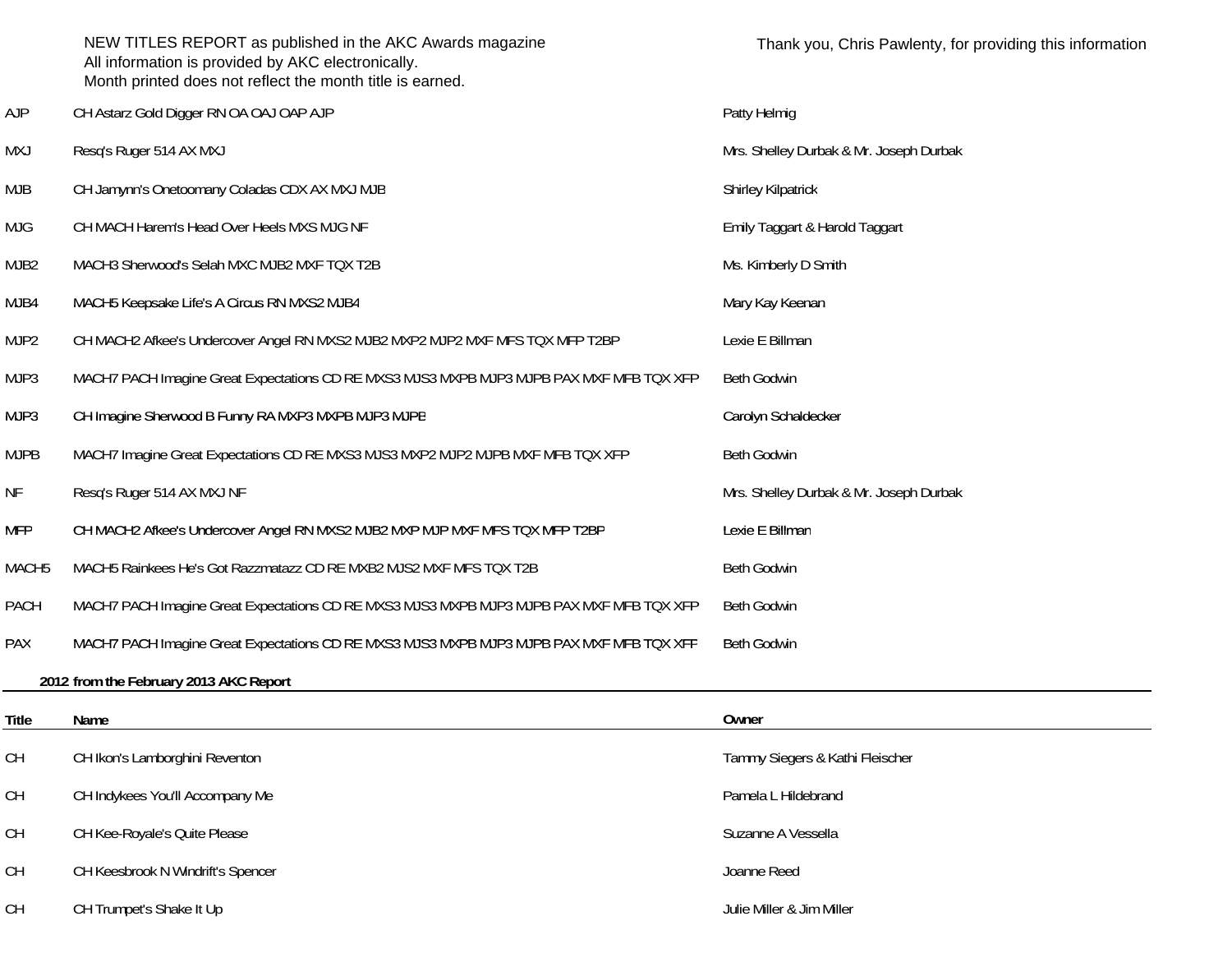NEW TITLES REPORT as published in the AKC Awards magazine
All information is provided by AKC electronically.
Month printed does not reflect the month title is earned.

Thank you, Chris Pawlenty, for providing this information

| | | |
|---|---|---|
| AJP | CH Astarz Gold Digger RN OA OAJ OAP AJP | Patty Helmig |
| MXJ | Resq's Ruger 514 AX MXJ | Mrs. Shelley Durbak & Mr. Joseph Durbak |
| MJB | CH Jamynn's Onetoomany Coladas CDX AX MXJ MJB | Shirley Kilpatrick |
| MJG | CH MACH Harem's Head Over Heels MXS MJG NF | Emily Taggart & Harold Taggart |
| MJB2 | MACH3 Sherwood's Selah MXC MJB2 MXF TQX T2B | Ms. Kimberly D Smith |
| MJB4 | MACH5 Keepsake Life's A Circus RN MXS2 MJB4 | Mary Kay Keenan |
| MJP2 | CH MACH2 Afkee's Undercover Angel RN MXS2 MJB2 MXP2 MJP2 MXF MFS TQX MFP T2BP | Lexie E Billman |
| MJP3 | MACH7 PACH Imagine Great Expectations CD RE MXS3 MJS3 MXPB MJP3 MJPB PAX MXF MFB TQX XFP | Beth Godwin |
| MJP3 | CH Imagine Sherwood B Funny RA MXP3 MXPB MJP3 MJPB | Carolyn Schaldecker |
| MJPB | MACH7 Imagine Great Expectations CD RE MXS3 MJS3 MXP2 MJP2 MJPB MXF MFB TQX XFP | Beth Godwin |
| NF | Resq's Ruger 514 AX MXJ NF | Mrs. Shelley Durbak & Mr. Joseph Durbak |
| MFP | CH MACH2 Afkee's Undercover Angel RN MXS2 MJB2 MXP MJP MXF MFS TQX MFP T2BP | Lexie E Billman |
| MACH5 | MACH5 Rainkees He's Got Razzmatazz CD RE MXB2 MJS2 MXF MFS TQX T2B | Beth Godwin |
| PACH | MACH7 PACH Imagine Great Expectations CD RE MXS3 MJS3 MXPB MJP3 MJPB PAX MXF MFB TQX XFP | Beth Godwin |
| PAX | MACH7 PACH Imagine Great Expectations CD RE MXS3 MJS3 MXPB MJP3 MJPB PAX MXF MFB TQX XFP | Beth Godwin |

**2012 from the February 2013 AKC Report**

| Title | Name | Owner |
|---|---|---|
| CH | CH Ikon's Lamborghini Reventon | Tammy Siegers & Kathi Fleischer |
| CH | CH Indykees You'll Accompany Me | Pamela L Hildebrand |
| CH | CH Kee-Royale's Quite Please | Suzanne A Vessella |
| CH | CH Keesbrook N Windrift's Spencer | Joanne Reed |
| CH | CH Trumpet's Shake It Up | Julie Miller & Jim Miller |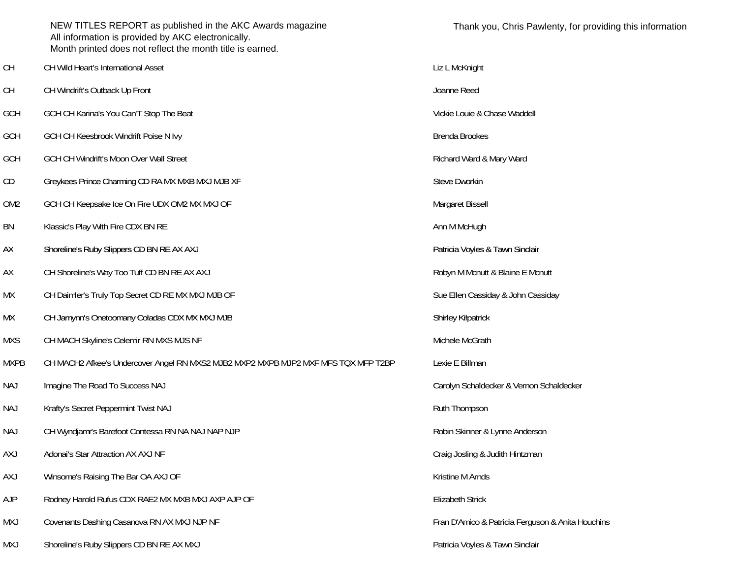NEW TITLES REPORT as published in the AKC Awards magazine
All information is provided by AKC electronically.
Month printed does not reflect the month title is earned.

Thank you, Chris Pawlenty, for providing this information

| Title | Dog | Owner |
|---|---|---|
| CH | CH Wild Heart's International Asset | Liz L McKnight |
| CH | CH Windrift's Outback Up Front | Joanne Reed |
| GCH | GCH CH Karina's You Can'T Stop The Beat | Vickie Louie & Chase Waddell |
| GCH | GCH CH Keesbrook Windrift Poise N Ivy | Brenda Brookes |
| GCH | GCH CH Windrift's Moon Over Wall Street | Richard Ward & Mary Ward |
| CD | Greykees Prince Charming CD RA MX MXB MXJ MJB XF | Steve Dworkin |
| OM2 | GCH CH Keepsake Ice On Fire UDX OM2 MX MXJ OF | Margaret Bissell |
| BN | Klassic's Play With Fire CDX BN RE | Ann M McHugh |
| AX | Shoreline's Ruby Slippers CD BN RE AX AXJ | Patricia Voyles & Tawn Sinclair |
| AX | CH Shoreline's Way Too Tuff CD BN RE AX AXJ | Robyn M Mcnutt & Blaine E Mcnutt |
| MX | CH Daimler's Truly Top Secret CD RE MX MXJ MJB OF | Sue Ellen Cassiday & John Cassiday |
| MX | CH Jamynn's Onetoomany Coladas CDX MX MXJ MJB | Shirley Kilpatrick |
| MXS | CH MACH Skyline's Celemir RN MXS MJS NF | Michele McGrath |
| MXPB | CH MACH2 Afkee's Undercover Angel RN MXS2 MJB2 MXP2 MXPB MJP2 MXF MFS TQX MFP T2BP | Lexie E Billman |
| NAJ | Imagine The Road To Success NAJ | Carolyn Schaldecker & Vernon Schaldecker |
| NAJ | Krafty's Secret Peppermint Twist NAJ | Ruth Thompson |
| NAJ | CH Wyndjamr's Barefoot Contessa RN NA NAJ NAP NJP | Robin Skinner & Lynne Anderson |
| AXJ | Adonai's Star Attraction AX AXJ NF | Craig Josling & Judith Hintzman |
| AXJ | Winsome's Raising The Bar OA AXJ OF | Kristine M Arnds |
| AJP | Rodney Harold Rufus CDX RAE2 MX MXB MXJ AXP AJP OF | Elizabeth Strick |
| MXJ | Covenants Dashing Casanova RN AX MXJ NJP NF | Fran D'Amico & Patricia Ferguson & Anita Houchins |
| MXJ | Shoreline's Ruby Slippers CD BN RE AX MXJ | Patricia Voyles & Tawn Sinclair |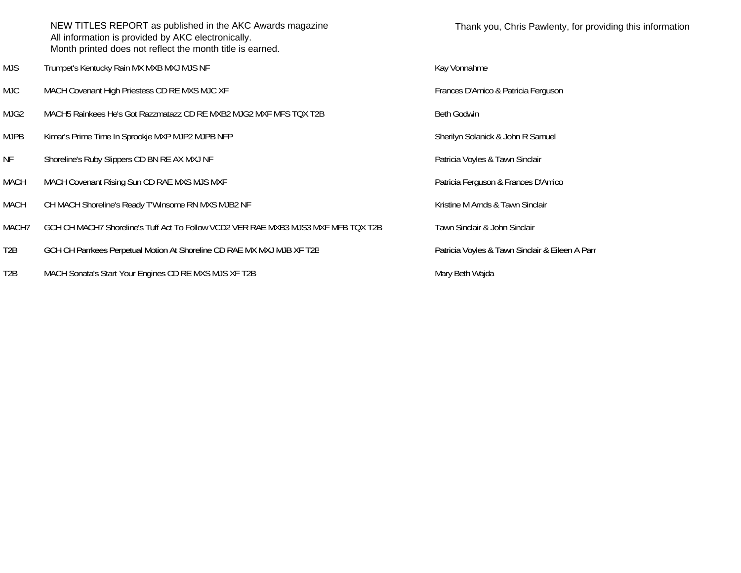NEW TITLES REPORT as published in the AKC Awards magazine
All information is provided by AKC electronically.
Month printed does not reflect the month title is earned.

Thank you, Chris Pawlenty, for providing this information

| | | |
|---|---|---|
| MJS | Trumpet's Kentucky Rain MX MXB MXJ MJS NF | Kay Vonnahme |
| MJC | MACH Covenant High Priestess CD RE MXS MJC XF | Frances D'Amico & Patricia Ferguson |
| MJG2 | MACH5 Rainkees He's Got Razzmatazz CD RE MXB2 MJG2 MXF MFS TQX T2B | Beth Godwin |
| MJPB | Kimar's Prime Time In Sprookje MXP MJP2 MJPB NFP | Sherilyn Solanick & John R Samuel |
| NF | Shoreline's Ruby Slippers CD BN RE AX MXJ NF | Patricia Voyles & Tawn Sinclair |
| MACH | MACH Covenant Rising Sun CD RAE MXS MJS MXF | Patricia Ferguson & Frances D'Amico |
| MACH | CH MACH Shoreline's Ready T'Winsome RN MXS MJB2 NF | Kristine M Arnds & Tawn Sinclair |
| MACH7 | GCH CH MACH7 Shoreline's Tuff Act To Follow VCD2 VER RAE MXB3 MJS3 MXF MFB TQX T2B | Tawn Sinclair & John Sinclair |
| T2B | GCH CH Parrkees Perpetual Motion At Shoreline CD RAE MX MXJ MJB XF T2B | Patricia Voyles & Tawn Sinclair & Eileen A Parr |
| T2B | MACH Sonata's Start Your Engines CD RE MXS MJS XF T2B | Mary Beth Wajda |